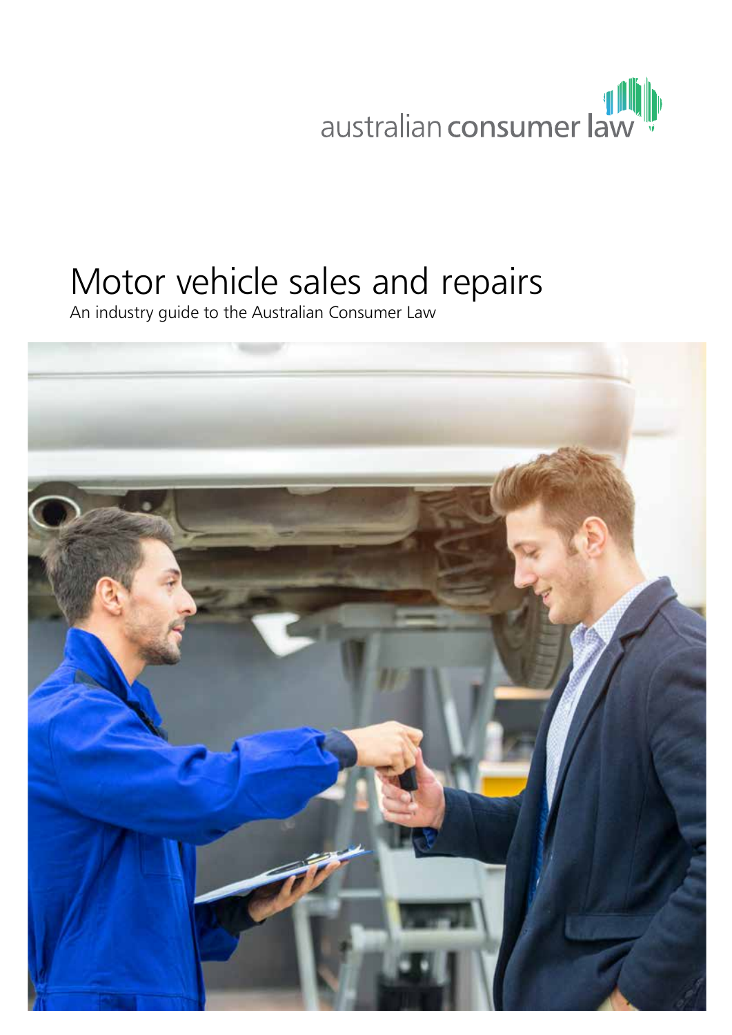australian consumer law

# Motor vehicle sales and repairs

An industry guide to the Australian Consumer Law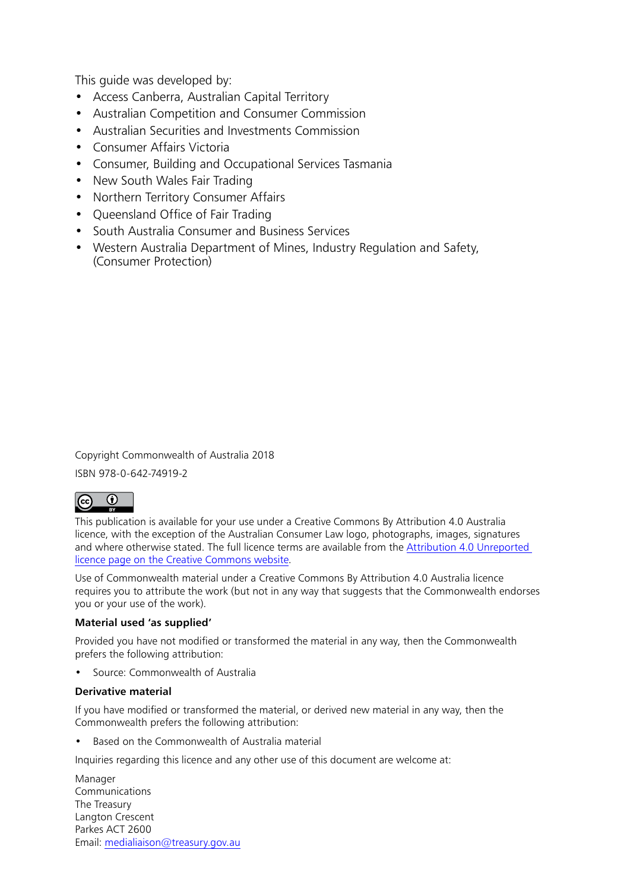This guide was developed by:

- Access Canberra, Australian Capital Territory
- Australian Competition and Consumer Commission
- Australian Securities and Investments Commission
- Consumer Affairs Victoria
- Consumer, Building and Occupational Services Tasmania
- New South Wales Fair Trading
- Northern Territory Consumer Affairs
- Queensland Office of Fair Trading
- South Australia Consumer and Business Services
- Western Australia Department of Mines, Industry Regulation and Safety, (Consumer Protection)

Copyright Commonwealth of Australia 2018

ISBN 978-0-642-74919-2

This publication is available for your use under a Creative Commons By Attribution 4.0 Australia licence, with the exception of the Australian Consumer Law logo, photographs, images, signatures and where otherwise stated. The full licence terms are available from the Attribution 4.0 Unreported licence page on the Creative Commons website.

Use of Commonwealth material under a Creative Commons By Attribution 4.0 Australia licence requires you to attribute the work (but not in any way that suggests that the Commonwealth endorses you or your use of the work).

**Material used 'as supplied'**

Provided you have not modified or transformed the material in any way, then the Commonwealth prefers the following attribution:

- Source: Commonwealth of Australia

**Derivative material**

If you have modified or transformed the material, or derived new material in any way, then the Commonwealth prefers the following attribution:

- Based on the Commonwealth of Australia material

Inquiries regarding this licence and any other use of this document are welcome at:

Manager
Communications
The Treasury
Langton Crescent
Parkes ACT 2600
Email: medialiaison@treasury.gov.au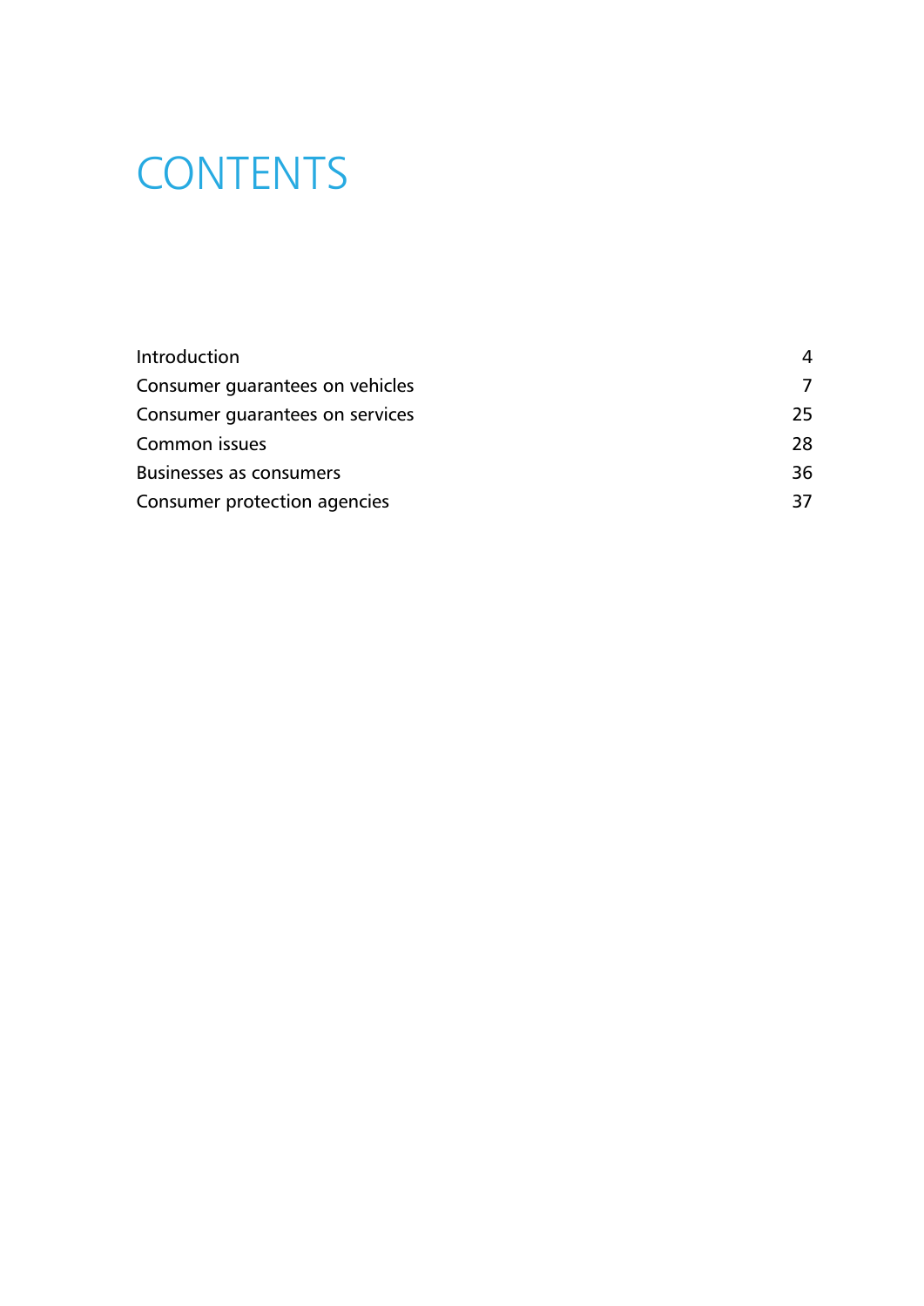# CONTENTS

| | |
|---|---|
| Introduction | 4 |
| Consumer guarantees on vehicles | 7 |
| Consumer guarantees on services | 25 |
| Common issues | 28 |
| Businesses as consumers | 36 |
| Consumer protection agencies | 37 |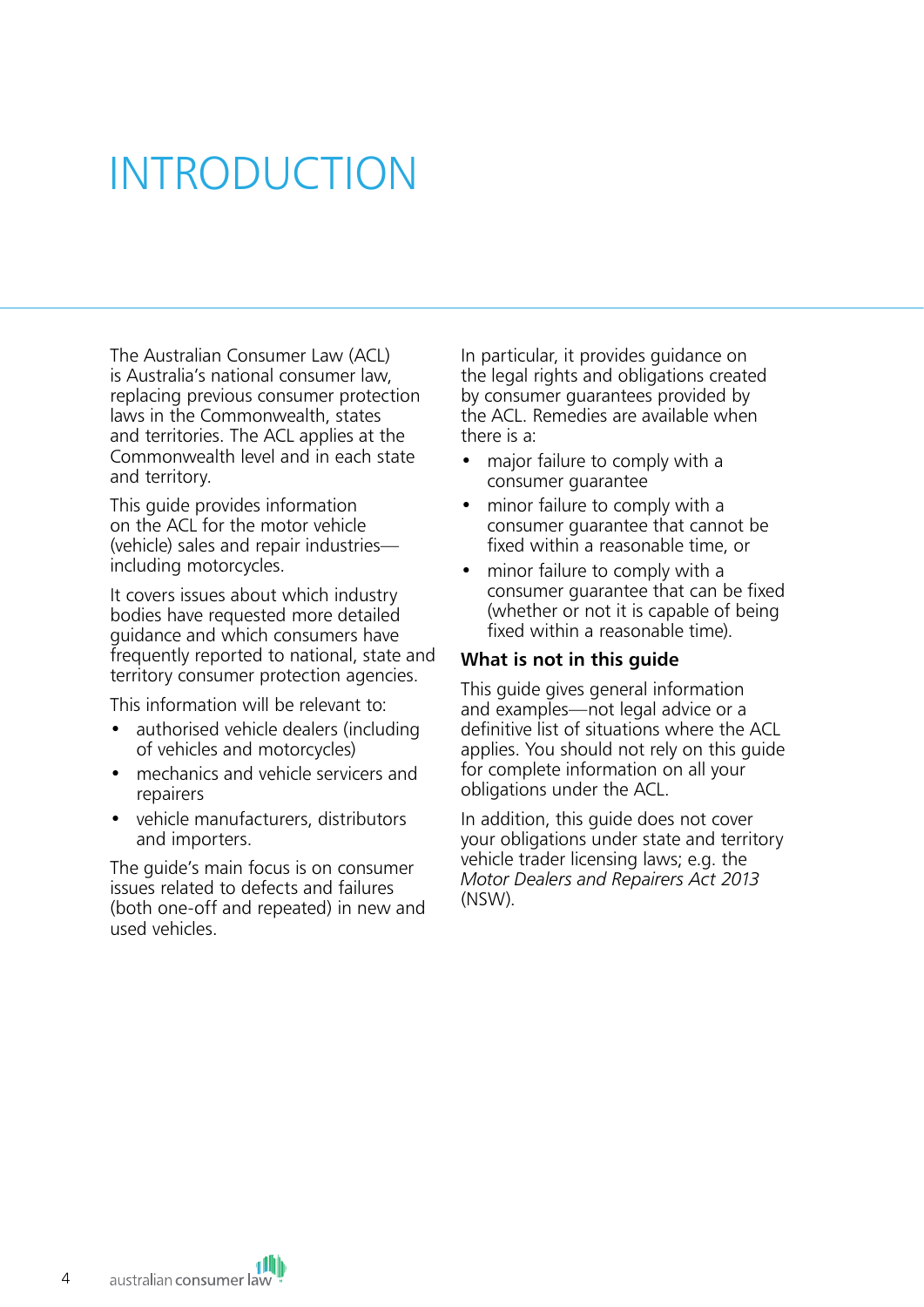# INTRODUCTION

The Australian Consumer Law (ACL) is Australia's national consumer law, replacing previous consumer protection laws in the Commonwealth, states and territories. The ACL applies at the Commonwealth level and in each state and territory.

This guide provides information on the ACL for the motor vehicle (vehicle) sales and repair industries—including motorcycles.

It covers issues about which industry bodies have requested more detailed guidance and which consumers have frequently reported to national, state and territory consumer protection agencies.

This information will be relevant to:

- authorised vehicle dealers (including of vehicles and motorcycles)
- mechanics and vehicle servicers and repairers
- vehicle manufacturers, distributors and importers.

The guide's main focus is on consumer issues related to defects and failures (both one-off and repeated) in new and used vehicles.

In particular, it provides guidance on the legal rights and obligations created by consumer guarantees provided by the ACL. Remedies are available when there is a:

- major failure to comply with a consumer guarantee
- minor failure to comply with a consumer guarantee that cannot be fixed within a reasonable time, or
- minor failure to comply with a consumer guarantee that can be fixed (whether or not it is capable of being fixed within a reasonable time).

### What is not in this guide

This guide gives general information and examples—not legal advice or a definitive list of situations where the ACL applies. You should not rely on this guide for complete information on all your obligations under the ACL.

In addition, this guide does not cover your obligations under state and territory vehicle trader licensing laws; e.g. the *Motor Dealers and Repairers Act 2013* (NSW).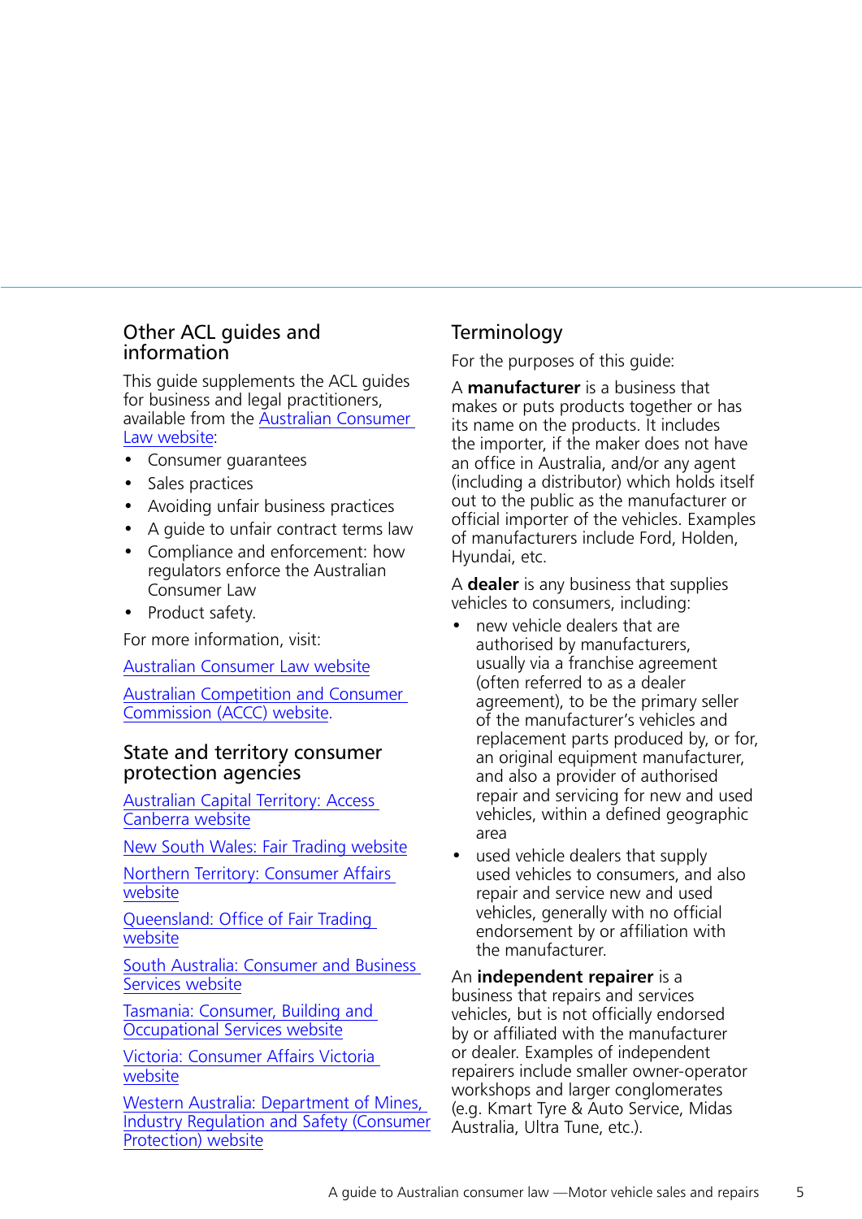## Other ACL guides and information

This guide supplements the ACL guides for business and legal practitioners, available from the Australian Consumer Law website:

- Consumer guarantees
- Sales practices
- Avoiding unfair business practices
- A guide to unfair contract terms law
- Compliance and enforcement: how regulators enforce the Australian Consumer Law
- Product safety.

For more information, visit:

Australian Consumer Law website

Australian Competition and Consumer Commission (ACCC) website.

## State and territory consumer protection agencies

Australian Capital Territory: Access Canberra website

New South Wales: Fair Trading website

Northern Territory: Consumer Affairs website

Queensland: Office of Fair Trading website

South Australia: Consumer and Business Services website

Tasmania: Consumer, Building and Occupational Services website

Victoria: Consumer Affairs Victoria website

Western Australia: Department of Mines, Industry Regulation and Safety (Consumer Protection) website

## Terminology

For the purposes of this guide:

A **manufacturer** is a business that makes or puts products together or has its name on the products. It includes the importer, if the maker does not have an office in Australia, and/or any agent (including a distributor) which holds itself out to the public as the manufacturer or official importer of the vehicles. Examples of manufacturers include Ford, Holden, Hyundai, etc.

A **dealer** is any business that supplies vehicles to consumers, including:

- new vehicle dealers that are authorised by manufacturers, usually via a franchise agreement (often referred to as a dealer agreement), to be the primary seller of the manufacturer's vehicles and replacement parts produced by, or for, an original equipment manufacturer, and also a provider of authorised repair and servicing for new and used vehicles, within a defined geographic area
- used vehicle dealers that supply used vehicles to consumers, and also repair and service new and used vehicles, generally with no official endorsement by or affiliation with the manufacturer.

An **independent repairer** is a business that repairs and services vehicles, but is not officially endorsed by or affiliated with the manufacturer or dealer. Examples of independent repairers include smaller owner-operator workshops and larger conglomerates (e.g. Kmart Tyre & Auto Service, Midas Australia, Ultra Tune, etc.).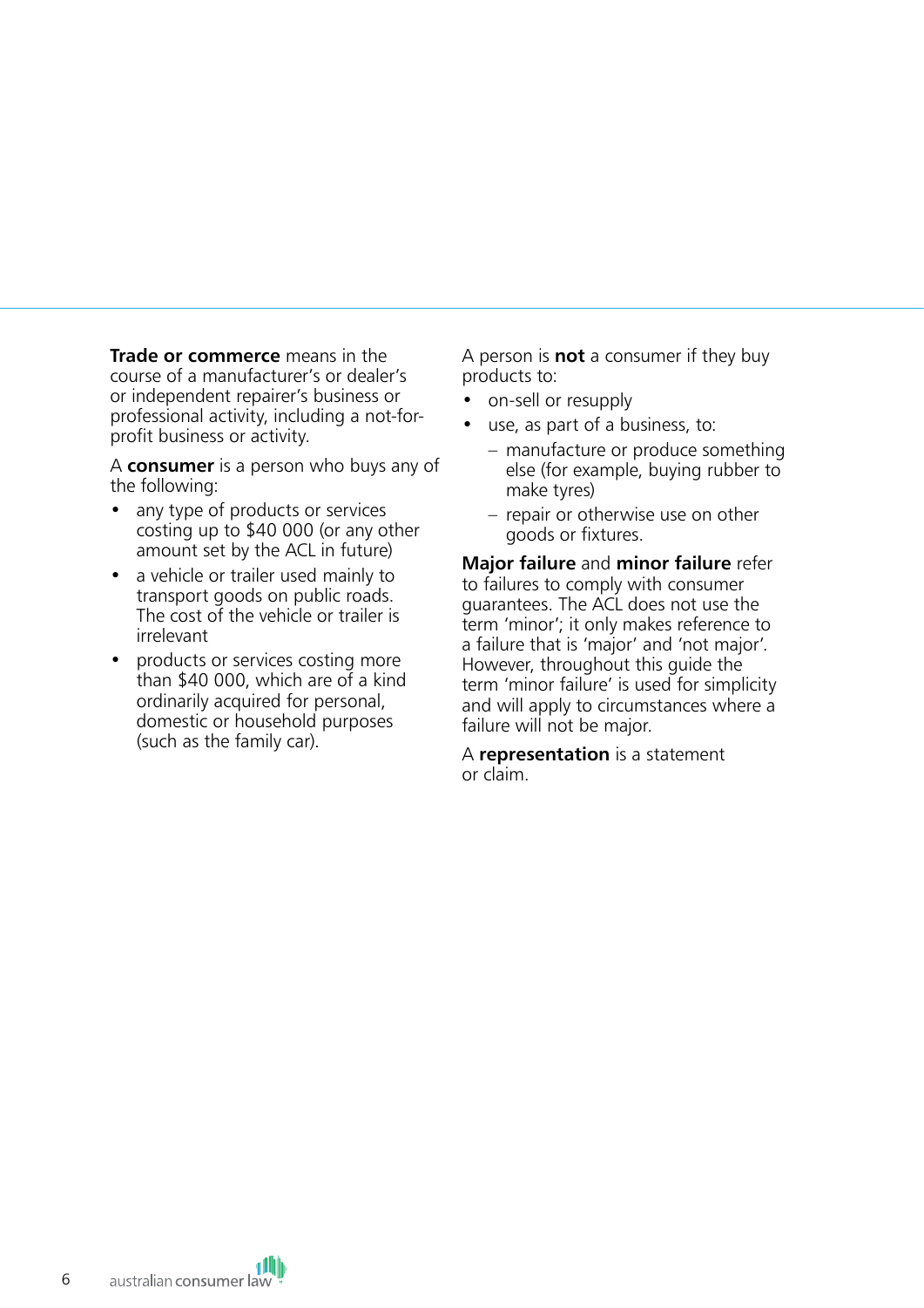**Trade or commerce** means in the course of a manufacturer's or dealer's or independent repairer's business or professional activity, including a not-for-profit business or activity.

A **consumer** is a person who buys any of the following:

- any type of products or services costing up to $40 000 (or any other amount set by the ACL in future)
- a vehicle or trailer used mainly to transport goods on public roads. The cost of the vehicle or trailer is irrelevant
- products or services costing more than $40 000, which are of a kind ordinarily acquired for personal, domestic or household purposes (such as the family car).

A person is **not** a consumer if they buy products to:

- on-sell or resupply
- use, as part of a business, to:
  - manufacture or produce something else (for example, buying rubber to make tyres)
  - repair or otherwise use on other goods or fixtures.

**Major failure** and **minor failure** refer to failures to comply with consumer guarantees. The ACL does not use the term 'minor'; it only makes reference to a failure that is 'major' and 'not major'. However, throughout this guide the term 'minor failure' is used for simplicity and will apply to circumstances where a failure will not be major.

A **representation** is a statement or claim.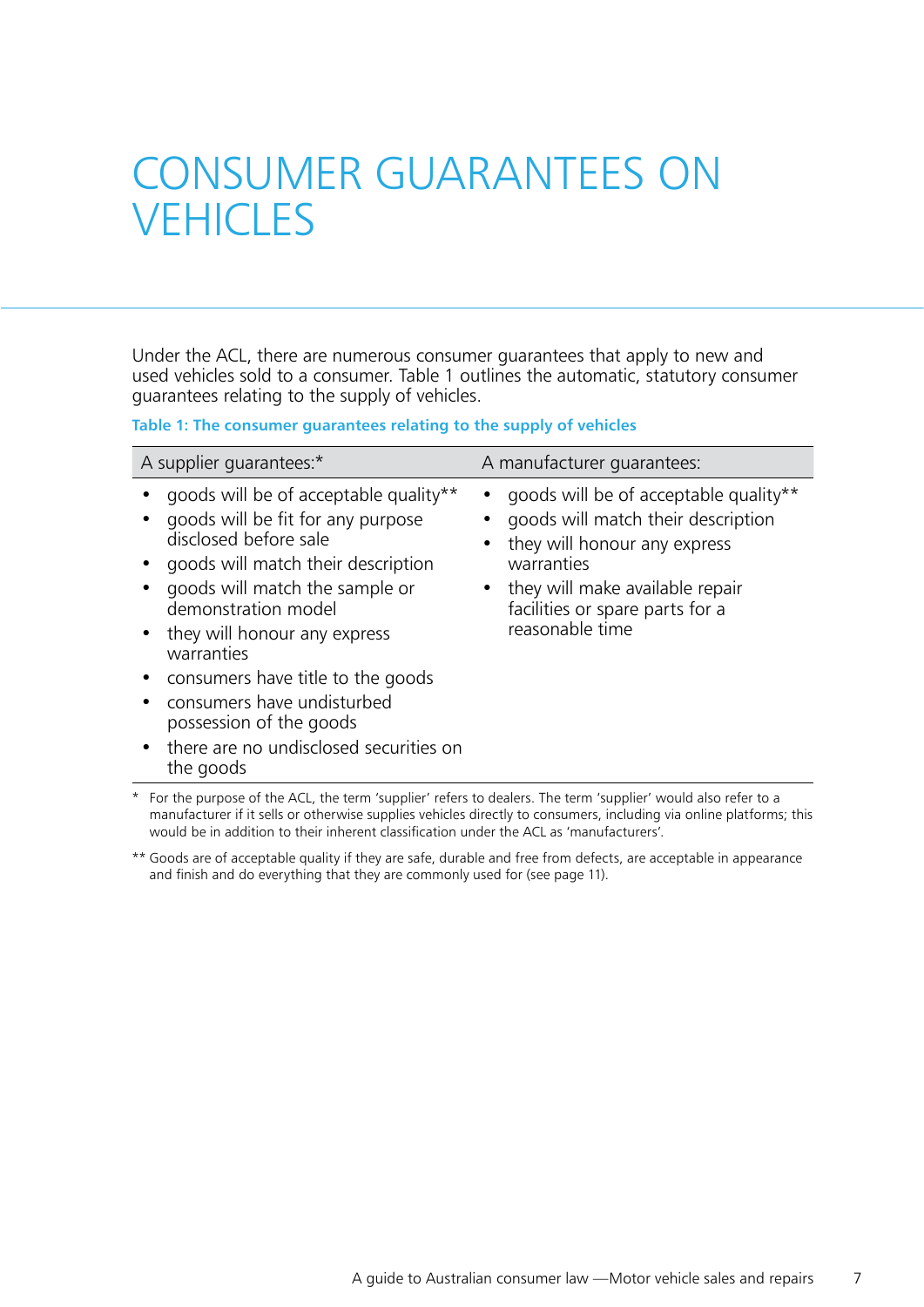# CONSUMER GUARANTEES ON VEHICLES

Under the ACL, there are numerous consumer guarantees that apply to new and used vehicles sold to a consumer. Table 1 outlines the automatic, statutory consumer guarantees relating to the supply of vehicles.

**Table 1: The consumer guarantees relating to the supply of vehicles**

| A supplier guarantees:* | A manufacturer guarantees: |
|---|---|
| • goods will be of acceptable quality**<br>• goods will be fit for any purpose disclosed before sale<br>• goods will match their description<br>• goods will match the sample or demonstration model<br>• they will honour any express warranties<br>• consumers have title to the goods<br>• consumers have undisturbed possession of the goods<br>• there are no undisclosed securities on the goods | • goods will be of acceptable quality**<br>• goods will match their description<br>• they will honour any express warranties<br>• they will make available repair facilities or spare parts for a reasonable time |

\* For the purpose of the ACL, the term 'supplier' refers to dealers. The term 'supplier' would also refer to a manufacturer if it sells or otherwise supplies vehicles directly to consumers, including via online platforms; this would be in addition to their inherent classification under the ACL as 'manufacturers'.

\*\* Goods are of acceptable quality if they are safe, durable and free from defects, are acceptable in appearance and finish and do everything that they are commonly used for (see page 11).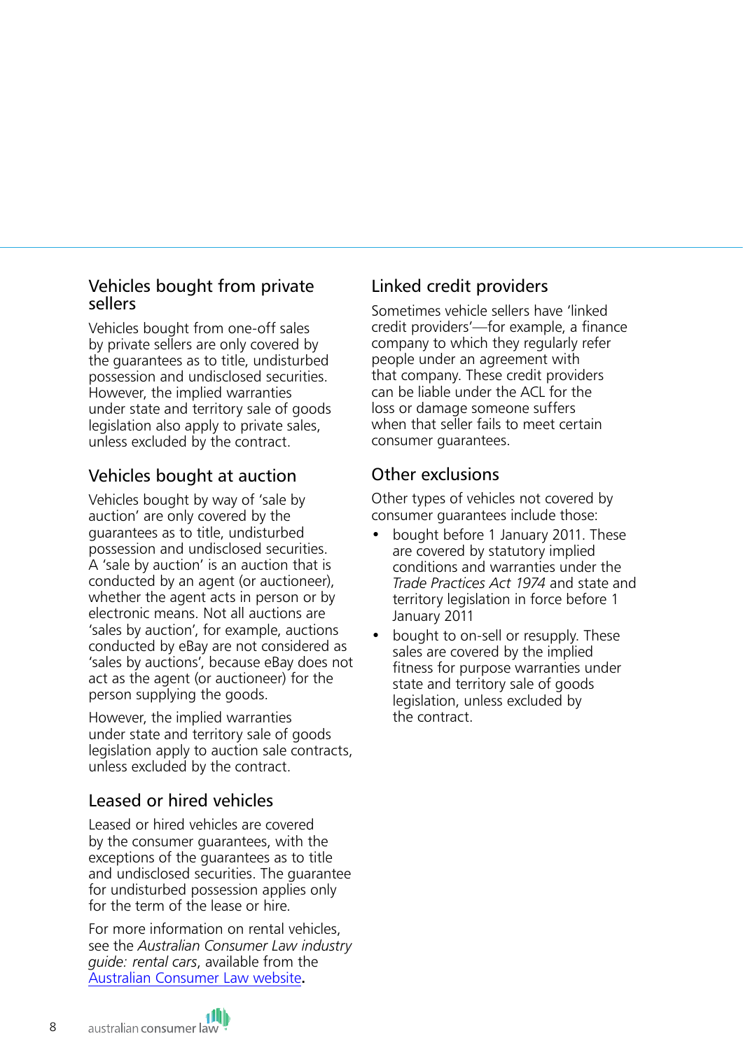## Vehicles bought from private sellers

Vehicles bought from one-off sales by private sellers are only covered by the guarantees as to title, undisturbed possession and undisclosed securities. However, the implied warranties under state and territory sale of goods legislation also apply to private sales, unless excluded by the contract.

## Vehicles bought at auction

Vehicles bought by way of 'sale by auction' are only covered by the guarantees as to title, undisturbed possession and undisclosed securities. A 'sale by auction' is an auction that is conducted by an agent (or auctioneer), whether the agent acts in person or by electronic means. Not all auctions are 'sales by auction', for example, auctions conducted by eBay are not considered as 'sales by auctions', because eBay does not act as the agent (or auctioneer) for the person supplying the goods.

However, the implied warranties under state and territory sale of goods legislation apply to auction sale contracts, unless excluded by the contract.

## Leased or hired vehicles

Leased or hired vehicles are covered by the consumer guarantees, with the exceptions of the guarantees as to title and undisclosed securities. The guarantee for undisturbed possession applies only for the term of the lease or hire.

For more information on rental vehicles, see the *Australian Consumer Law industry guide: rental cars*, available from the [Australian Consumer Law website](Australian Consumer Law website)**.**

## Linked credit providers

Sometimes vehicle sellers have 'linked credit providers'—for example, a finance company to which they regularly refer people under an agreement with that company. These credit providers can be liable under the ACL for the loss or damage someone suffers when that seller fails to meet certain consumer guarantees.

## Other exclusions

Other types of vehicles not covered by consumer guarantees include those:

- bought before 1 January 2011. These are covered by statutory implied conditions and warranties under the *Trade Practices Act 1974* and state and territory legislation in force before 1 January 2011
- bought to on-sell or resupply. These sales are covered by the implied fitness for purpose warranties under state and territory sale of goods legislation, unless excluded by the contract.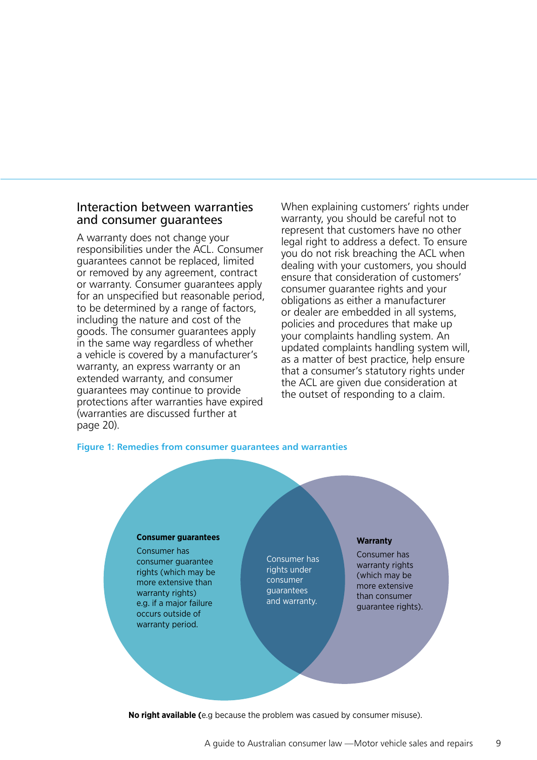## Interaction between warranties and consumer guarantees

A warranty does not change your responsibilities under the ACL. Consumer guarantees cannot be replaced, limited or removed by any agreement, contract or warranty. Consumer guarantees apply for an unspecified but reasonable period, to be determined by a range of factors, including the nature and cost of the goods. The consumer guarantees apply in the same way regardless of whether a vehicle is covered by a manufacturer's warranty, an express warranty or an extended warranty, and consumer guarantees may continue to provide protections after warranties have expired (warranties are discussed further at page 20).

When explaining customers' rights under warranty, you should be careful not to represent that customers have no other legal right to address a defect. To ensure you do not risk breaching the ACL when dealing with your customers, you should ensure that consideration of customers' consumer guarantee rights and your obligations as either a manufacturer or dealer are embedded in all systems, policies and procedures that make up your complaints handling system. An updated complaints handling system will, as a matter of best practice, help ensure that a consumer's statutory rights under the ACL are given due consideration at the outset of responding to a claim.

**Figure 1: Remedies from consumer guarantees and warranties**

**Consumer guarantees**

Consumer has consumer guarantee rights (which may be more extensive than warranty rights) e.g. if a major failure occurs outside of warranty period.

Consumer has rights under consumer guarantees and warranty.

**Warranty**

Consumer has warranty rights (which may be more extensive than consumer guarantee rights).

**No right available (**e.g because the problem was casued by consumer misuse).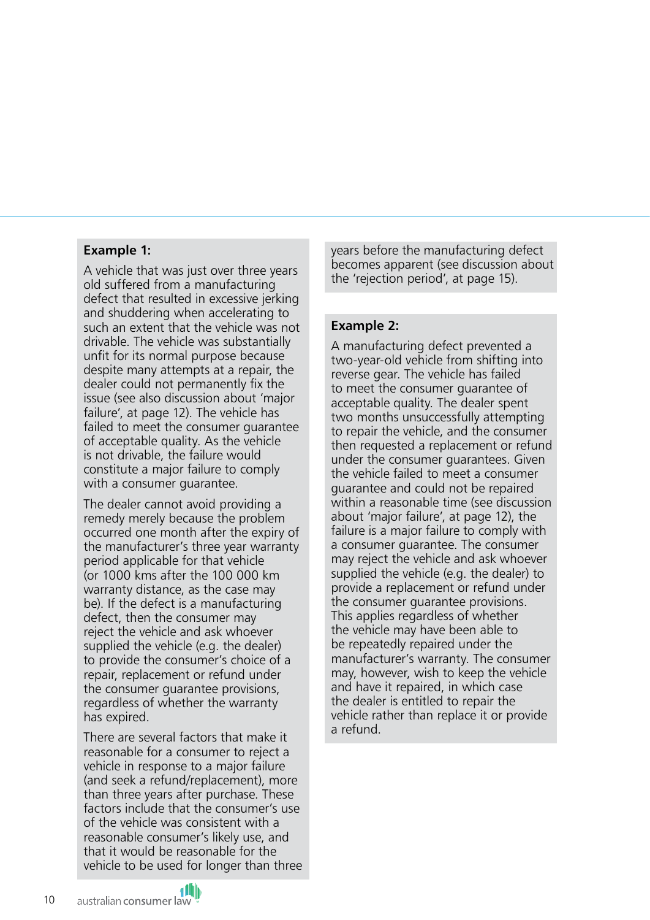**Example 1:**

A vehicle that was just over three years old suffered from a manufacturing defect that resulted in excessive jerking and shuddering when accelerating to such an extent that the vehicle was not drivable. The vehicle was substantially unfit for its normal purpose because despite many attempts at a repair, the dealer could not permanently fix the issue (see also discussion about 'major failure', at page 12). The vehicle has failed to meet the consumer guarantee of acceptable quality. As the vehicle is not drivable, the failure would constitute a major failure to comply with a consumer guarantee.

The dealer cannot avoid providing a remedy merely because the problem occurred one month after the expiry of the manufacturer's three year warranty period applicable for that vehicle (or 1000 kms after the 100 000 km warranty distance, as the case may be). If the defect is a manufacturing defect, then the consumer may reject the vehicle and ask whoever supplied the vehicle (e.g. the dealer) to provide the consumer's choice of a repair, replacement or refund under the consumer guarantee provisions, regardless of whether the warranty has expired.

There are several factors that make it reasonable for a consumer to reject a vehicle in response to a major failure (and seek a refund/replacement), more than three years after purchase. These factors include that the consumer's use of the vehicle was consistent with a reasonable consumer's likely use, and that it would be reasonable for the vehicle to be used for longer than three years before the manufacturing defect becomes apparent (see discussion about the 'rejection period', at page 15).

**Example 2:**

A manufacturing defect prevented a two-year-old vehicle from shifting into reverse gear. The vehicle has failed to meet the consumer guarantee of acceptable quality. The dealer spent two months unsuccessfully attempting to repair the vehicle, and the consumer then requested a replacement or refund under the consumer guarantees. Given the vehicle failed to meet a consumer guarantee and could not be repaired within a reasonable time (see discussion about 'major failure', at page 12), the failure is a major failure to comply with a consumer guarantee. The consumer may reject the vehicle and ask whoever supplied the vehicle (e.g. the dealer) to provide a replacement or refund under the consumer guarantee provisions. This applies regardless of whether the vehicle may have been able to be repeatedly repaired under the manufacturer's warranty. The consumer may, however, wish to keep the vehicle and have it repaired, in which case the dealer is entitled to repair the vehicle rather than replace it or provide a refund.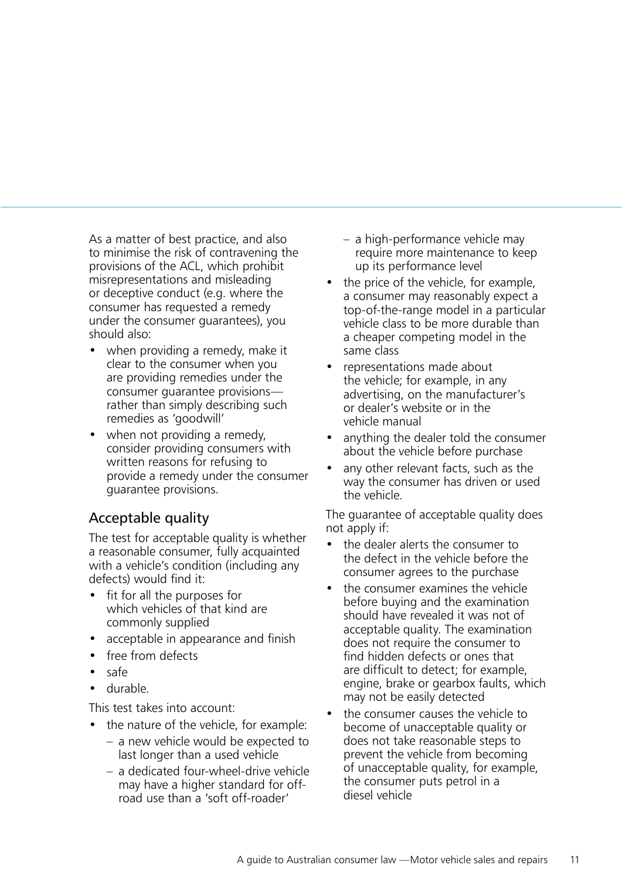As a matter of best practice, and also to minimise the risk of contravening the provisions of the ACL, which prohibit misrepresentations and misleading or deceptive conduct (e.g. where the consumer has requested a remedy under the consumer guarantees), you should also:

- when providing a remedy, make it clear to the consumer when you are providing remedies under the consumer guarantee provisions—rather than simply describing such remedies as 'goodwill'
- when not providing a remedy, consider providing consumers with written reasons for refusing to provide a remedy under the consumer guarantee provisions.

## Acceptable quality

The test for acceptable quality is whether a reasonable consumer, fully acquainted with a vehicle's condition (including any defects) would find it:

- fit for all the purposes for which vehicles of that kind are commonly supplied
- acceptable in appearance and finish
- free from defects
- safe
- durable.

This test takes into account:

- the nature of the vehicle, for example:
  - a new vehicle would be expected to last longer than a used vehicle
  - a dedicated four-wheel-drive vehicle may have a higher standard for off-road use than a 'soft off-roader'
  - a high-performance vehicle may require more maintenance to keep up its performance level
- the price of the vehicle, for example, a consumer may reasonably expect a top-of-the-range model in a particular vehicle class to be more durable than a cheaper competing model in the same class
- representations made about the vehicle; for example, in any advertising, on the manufacturer's or dealer's website or in the vehicle manual
- anything the dealer told the consumer about the vehicle before purchase
- any other relevant facts, such as the way the consumer has driven or used the vehicle.

The guarantee of acceptable quality does not apply if:

- the dealer alerts the consumer to the defect in the vehicle before the consumer agrees to the purchase
- the consumer examines the vehicle before buying and the examination should have revealed it was not of acceptable quality. The examination does not require the consumer to find hidden defects or ones that are difficult to detect; for example, engine, brake or gearbox faults, which may not be easily detected
- the consumer causes the vehicle to become of unacceptable quality or does not take reasonable steps to prevent the vehicle from becoming of unacceptable quality, for example, the consumer puts petrol in a diesel vehicle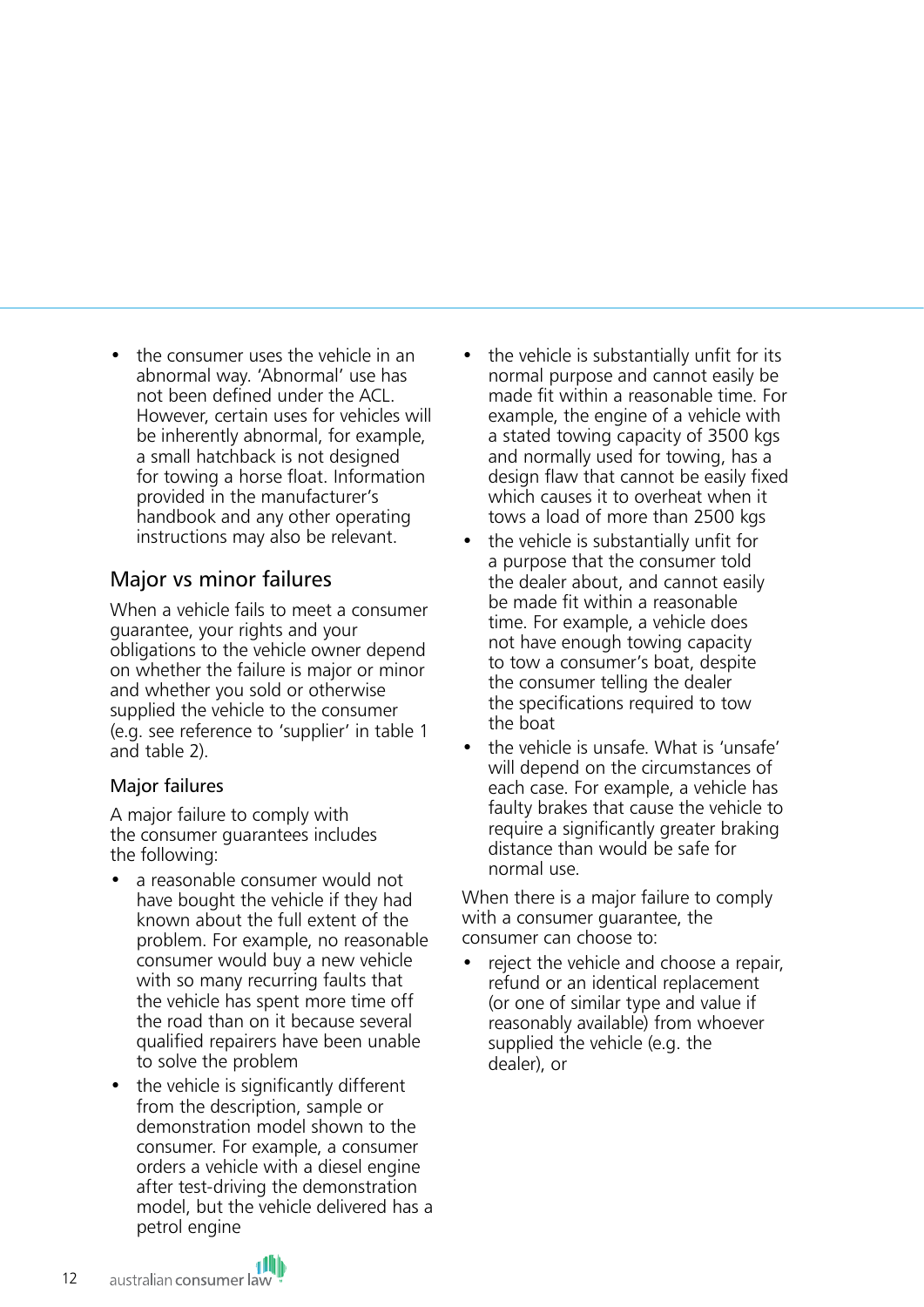- the consumer uses the vehicle in an abnormal way. 'Abnormal' use has not been defined under the ACL. However, certain uses for vehicles will be inherently abnormal, for example, a small hatchback is not designed for towing a horse float. Information provided in the manufacturer's handbook and any other operating instructions may also be relevant.

## Major vs minor failures

When a vehicle fails to meet a consumer guarantee, your rights and your obligations to the vehicle owner depend on whether the failure is major or minor and whether you sold or otherwise supplied the vehicle to the consumer (e.g. see reference to 'supplier' in table 1 and table 2).

### Major failures

A major failure to comply with the consumer guarantees includes the following:

- a reasonable consumer would not have bought the vehicle if they had known about the full extent of the problem. For example, no reasonable consumer would buy a new vehicle with so many recurring faults that the vehicle has spent more time off the road than on it because several qualified repairers have been unable to solve the problem
- the vehicle is significantly different from the description, sample or demonstration model shown to the consumer. For example, a consumer orders a vehicle with a diesel engine after test-driving the demonstration model, but the vehicle delivered has a petrol engine
- the vehicle is substantially unfit for its normal purpose and cannot easily be made fit within a reasonable time. For example, the engine of a vehicle with a stated towing capacity of 3500 kgs and normally used for towing, has a design flaw that cannot be easily fixed which causes it to overheat when it tows a load of more than 2500 kgs
- the vehicle is substantially unfit for a purpose that the consumer told the dealer about, and cannot easily be made fit within a reasonable time. For example, a vehicle does not have enough towing capacity to tow a consumer's boat, despite the consumer telling the dealer the specifications required to tow the boat
- the vehicle is unsafe. What is 'unsafe' will depend on the circumstances of each case. For example, a vehicle has faulty brakes that cause the vehicle to require a significantly greater braking distance than would be safe for normal use.

When there is a major failure to comply with a consumer guarantee, the consumer can choose to:

- reject the vehicle and choose a repair, refund or an identical replacement (or one of similar type and value if reasonably available) from whoever supplied the vehicle (e.g. the dealer), or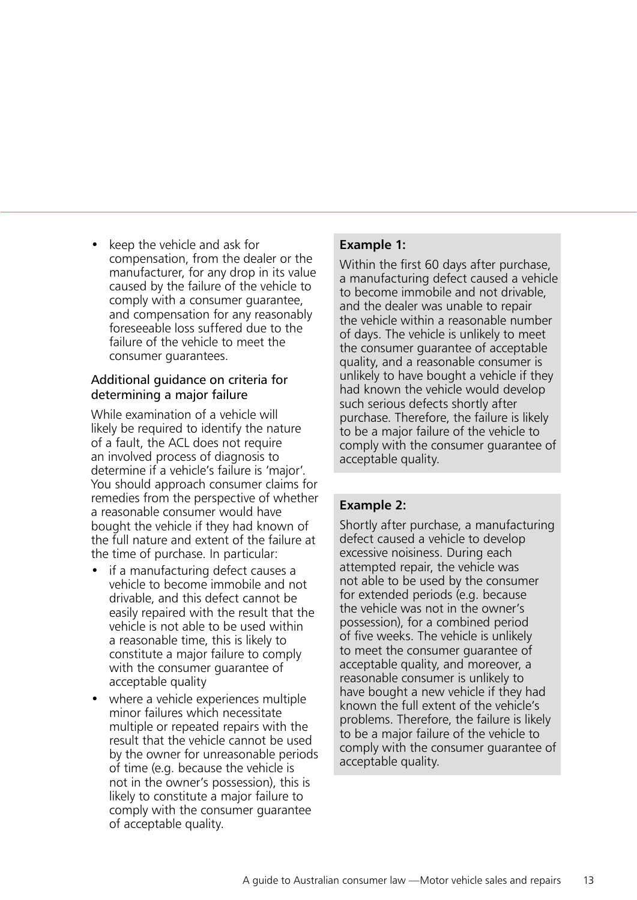- keep the vehicle and ask for compensation, from the dealer or the manufacturer, for any drop in its value caused by the failure of the vehicle to comply with a consumer guarantee, and compensation for any reasonably foreseeable loss suffered due to the failure of the vehicle to meet the consumer guarantees.

### Additional guidance on criteria for determining a major failure

While examination of a vehicle will likely be required to identify the nature of a fault, the ACL does not require an involved process of diagnosis to determine if a vehicle's failure is 'major'. You should approach consumer claims for remedies from the perspective of whether a reasonable consumer would have bought the vehicle if they had known of the full nature and extent of the failure at the time of purchase. In particular:

- if a manufacturing defect causes a vehicle to become immobile and not drivable, and this defect cannot be easily repaired with the result that the vehicle is not able to be used within a reasonable time, this is likely to constitute a major failure to comply with the consumer guarantee of acceptable quality
- where a vehicle experiences multiple minor failures which necessitate multiple or repeated repairs with the result that the vehicle cannot be used by the owner for unreasonable periods of time (e.g. because the vehicle is not in the owner's possession), this is likely to constitute a major failure to comply with the consumer guarantee of acceptable quality.

**Example 1:**

Within the first 60 days after purchase, a manufacturing defect caused a vehicle to become immobile and not drivable, and the dealer was unable to repair the vehicle within a reasonable number of days. The vehicle is unlikely to meet the consumer guarantee of acceptable quality, and a reasonable consumer is unlikely to have bought a vehicle if they had known the vehicle would develop such serious defects shortly after purchase. Therefore, the failure is likely to be a major failure of the vehicle to comply with the consumer guarantee of acceptable quality.

**Example 2:**

Shortly after purchase, a manufacturing defect caused a vehicle to develop excessive noisiness. During each attempted repair, the vehicle was not able to be used by the consumer for extended periods (e.g. because the vehicle was not in the owner's possession), for a combined period of five weeks. The vehicle is unlikely to meet the consumer guarantee of acceptable quality, and moreover, a reasonable consumer is unlikely to have bought a new vehicle if they had known the full extent of the vehicle's problems. Therefore, the failure is likely to be a major failure of the vehicle to comply with the consumer guarantee of acceptable quality.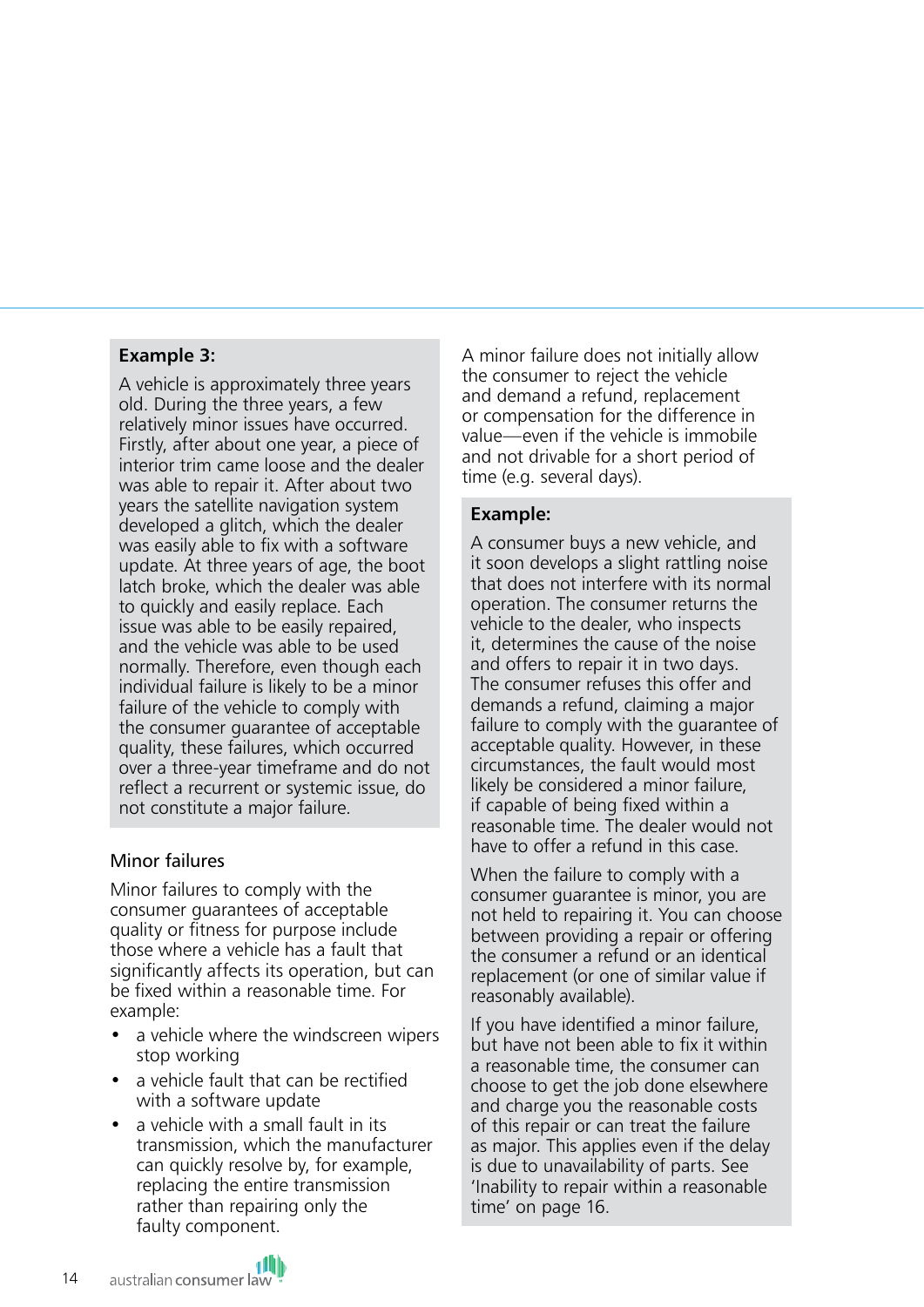**Example 3:**

A vehicle is approximately three years old. During the three years, a few relatively minor issues have occurred. Firstly, after about one year, a piece of interior trim came loose and the dealer was able to repair it. After about two years the satellite navigation system developed a glitch, which the dealer was easily able to fix with a software update. At three years of age, the boot latch broke, which the dealer was able to quickly and easily replace. Each issue was able to be easily repaired, and the vehicle was able to be used normally. Therefore, even though each individual failure is likely to be a minor failure of the vehicle to comply with the consumer guarantee of acceptable quality, these failures, which occurred over a three-year timeframe and do not reflect a recurrent or systemic issue, do not constitute a major failure.

### Minor failures

Minor failures to comply with the consumer guarantees of acceptable quality or fitness for purpose include those where a vehicle has a fault that significantly affects its operation, but can be fixed within a reasonable time. For example:

- a vehicle where the windscreen wipers stop working
- a vehicle fault that can be rectified with a software update
- a vehicle with a small fault in its transmission, which the manufacturer can quickly resolve by, for example, replacing the entire transmission rather than repairing only the faulty component.

A minor failure does not initially allow the consumer to reject the vehicle and demand a refund, replacement or compensation for the difference in value—even if the vehicle is immobile and not drivable for a short period of time (e.g. several days).

**Example:**

A consumer buys a new vehicle, and it soon develops a slight rattling noise that does not interfere with its normal operation. The consumer returns the vehicle to the dealer, who inspects it, determines the cause of the noise and offers to repair it in two days. The consumer refuses this offer and demands a refund, claiming a major failure to comply with the guarantee of acceptable quality. However, in these circumstances, the fault would most likely be considered a minor failure, if capable of being fixed within a reasonable time. The dealer would not have to offer a refund in this case.

When the failure to comply with a consumer guarantee is minor, you are not held to repairing it. You can choose between providing a repair or offering the consumer a refund or an identical replacement (or one of similar value if reasonably available).

If you have identified a minor failure, but have not been able to fix it within a reasonable time, the consumer can choose to get the job done elsewhere and charge you the reasonable costs of this repair or can treat the failure as major. This applies even if the delay is due to unavailability of parts. See 'Inability to repair within a reasonable time' on page 16.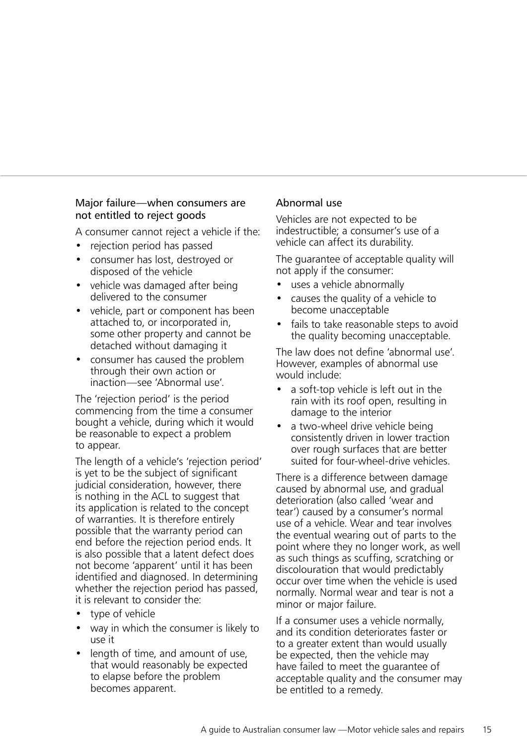### Major failure—when consumers are not entitled to reject goods

A consumer cannot reject a vehicle if the:

- rejection period has passed
- consumer has lost, destroyed or disposed of the vehicle
- vehicle was damaged after being delivered to the consumer
- vehicle, part or component has been attached to, or incorporated in, some other property and cannot be detached without damaging it
- consumer has caused the problem through their own action or inaction—see 'Abnormal use'.

The 'rejection period' is the period commencing from the time a consumer bought a vehicle, during which it would be reasonable to expect a problem to appear.

The length of a vehicle's 'rejection period' is yet to be the subject of significant judicial consideration, however, there is nothing in the ACL to suggest that its application is related to the concept of warranties. It is therefore entirely possible that the warranty period can end before the rejection period ends. It is also possible that a latent defect does not become 'apparent' until it has been identified and diagnosed. In determining whether the rejection period has passed, it is relevant to consider the:

- type of vehicle
- way in which the consumer is likely to use it
- length of time, and amount of use, that would reasonably be expected to elapse before the problem becomes apparent.

### Abnormal use

Vehicles are not expected to be indestructible; a consumer's use of a vehicle can affect its durability.

The guarantee of acceptable quality will not apply if the consumer:

- uses a vehicle abnormally
- causes the quality of a vehicle to become unacceptable
- fails to take reasonable steps to avoid the quality becoming unacceptable.

The law does not define 'abnormal use'. However, examples of abnormal use would include:

- a soft-top vehicle is left out in the rain with its roof open, resulting in damage to the interior
- a two-wheel drive vehicle being consistently driven in lower traction over rough surfaces that are better suited for four-wheel-drive vehicles.

There is a difference between damage caused by abnormal use, and gradual deterioration (also called 'wear and tear') caused by a consumer's normal use of a vehicle. Wear and tear involves the eventual wearing out of parts to the point where they no longer work, as well as such things as scuffing, scratching or discolouration that would predictably occur over time when the vehicle is used normally. Normal wear and tear is not a minor or major failure.

If a consumer uses a vehicle normally, and its condition deteriorates faster or to a greater extent than would usually be expected, then the vehicle may have failed to meet the guarantee of acceptable quality and the consumer may be entitled to a remedy.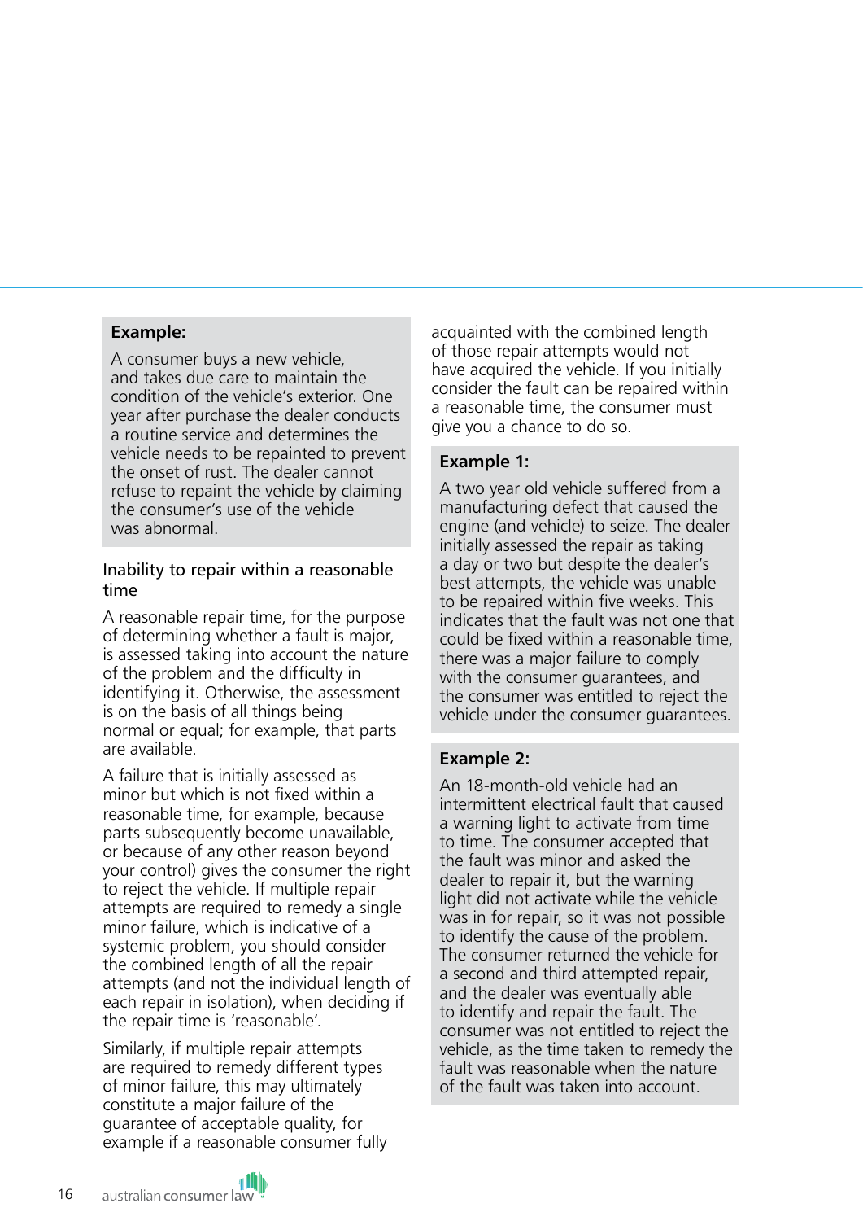**Example:**

A consumer buys a new vehicle, and takes due care to maintain the condition of the vehicle's exterior. One year after purchase the dealer conducts a routine service and determines the vehicle needs to be repainted to prevent the onset of rust. The dealer cannot refuse to repaint the vehicle by claiming the consumer's use of the vehicle was abnormal.

### Inability to repair within a reasonable time

A reasonable repair time, for the purpose of determining whether a fault is major, is assessed taking into account the nature of the problem and the difficulty in identifying it. Otherwise, the assessment is on the basis of all things being normal or equal; for example, that parts are available.

A failure that is initially assessed as minor but which is not fixed within a reasonable time, for example, because parts subsequently become unavailable, or because of any other reason beyond your control) gives the consumer the right to reject the vehicle. If multiple repair attempts are required to remedy a single minor failure, which is indicative of a systemic problem, you should consider the combined length of all the repair attempts (and not the individual length of each repair in isolation), when deciding if the repair time is 'reasonable'.

Similarly, if multiple repair attempts are required to remedy different types of minor failure, this may ultimately constitute a major failure of the guarantee of acceptable quality, for example if a reasonable consumer fully acquainted with the combined length of those repair attempts would not have acquired the vehicle. If you initially consider the fault can be repaired within a reasonable time, the consumer must give you a chance to do so.

**Example 1:**

A two year old vehicle suffered from a manufacturing defect that caused the engine (and vehicle) to seize. The dealer initially assessed the repair as taking a day or two but despite the dealer's best attempts, the vehicle was unable to be repaired within five weeks. This indicates that the fault was not one that could be fixed within a reasonable time, there was a major failure to comply with the consumer guarantees, and the consumer was entitled to reject the vehicle under the consumer guarantees.

**Example 2:**

An 18-month-old vehicle had an intermittent electrical fault that caused a warning light to activate from time to time. The consumer accepted that the fault was minor and asked the dealer to repair it, but the warning light did not activate while the vehicle was in for repair, so it was not possible to identify the cause of the problem. The consumer returned the vehicle for a second and third attempted repair, and the dealer was eventually able to identify and repair the fault. The consumer was not entitled to reject the vehicle, as the time taken to remedy the fault was reasonable when the nature of the fault was taken into account.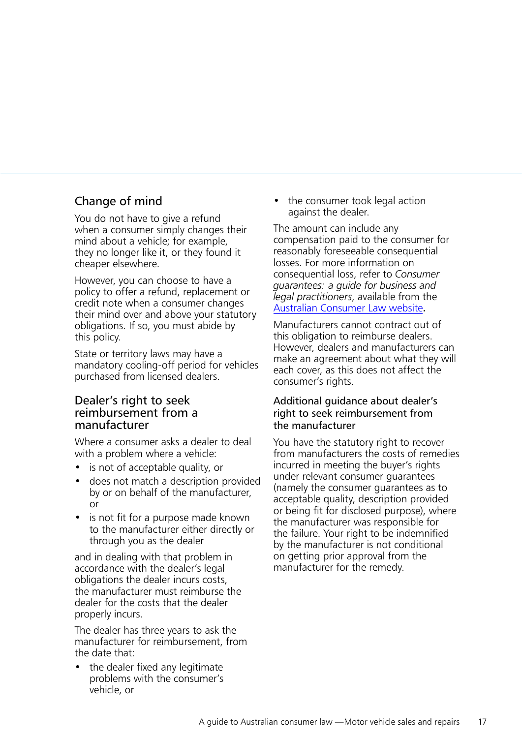## Change of mind

You do not have to give a refund when a consumer simply changes their mind about a vehicle; for example, they no longer like it, or they found it cheaper elsewhere.

However, you can choose to have a policy to offer a refund, replacement or credit note when a consumer changes their mind over and above your statutory obligations. If so, you must abide by this policy.

State or territory laws may have a mandatory cooling-off period for vehicles purchased from licensed dealers.

## Dealer's right to seek reimbursement from a manufacturer

Where a consumer asks a dealer to deal with a problem where a vehicle:

- is not of acceptable quality, or
- does not match a description provided by or on behalf of the manufacturer, or
- is not fit for a purpose made known to the manufacturer either directly or through you as the dealer

and in dealing with that problem in accordance with the dealer's legal obligations the dealer incurs costs, the manufacturer must reimburse the dealer for the costs that the dealer properly incurs.

The dealer has three years to ask the manufacturer for reimbursement, from the date that:

- the dealer fixed any legitimate problems with the consumer's vehicle, or
- the consumer took legal action against the dealer.

The amount can include any compensation paid to the consumer for reasonably foreseeable consequential losses. For more information on consequential loss, refer to *Consumer guarantees: a guide for business and legal practitioners*, available from the Australian Consumer Law website.

Manufacturers cannot contract out of this obligation to reimburse dealers. However, dealers and manufacturers can make an agreement about what they will each cover, as this does not affect the consumer's rights.

### Additional guidance about dealer's right to seek reimbursement from the manufacturer

You have the statutory right to recover from manufacturers the costs of remedies incurred in meeting the buyer's rights under relevant consumer guarantees (namely the consumer guarantees as to acceptable quality, description provided or being fit for disclosed purpose), where the manufacturer was responsible for the failure. Your right to be indemnified by the manufacturer is not conditional on getting prior approval from the manufacturer for the remedy.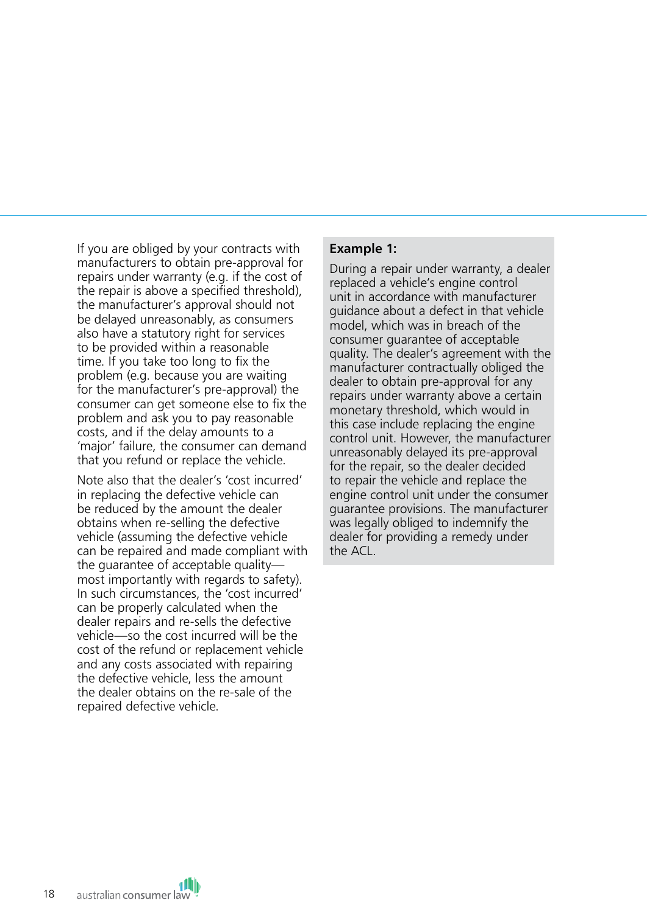If you are obliged by your contracts with manufacturers to obtain pre-approval for repairs under warranty (e.g. if the cost of the repair is above a specified threshold), the manufacturer's approval should not be delayed unreasonably, as consumers also have a statutory right for services to be provided within a reasonable time. If you take too long to fix the problem (e.g. because you are waiting for the manufacturer's pre-approval) the consumer can get someone else to fix the problem and ask you to pay reasonable costs, and if the delay amounts to a 'major' failure, the consumer can demand that you refund or replace the vehicle.

Note also that the dealer's 'cost incurred' in replacing the defective vehicle can be reduced by the amount the dealer obtains when re-selling the defective vehicle (assuming the defective vehicle can be repaired and made compliant with the guarantee of acceptable quality—most importantly with regards to safety). In such circumstances, the 'cost incurred' can be properly calculated when the dealer repairs and re-sells the defective vehicle—so the cost incurred will be the cost of the refund or replacement vehicle and any costs associated with repairing the defective vehicle, less the amount the dealer obtains on the re-sale of the repaired defective vehicle.

**Example 1:**

During a repair under warranty, a dealer replaced a vehicle's engine control unit in accordance with manufacturer guidance about a defect in that vehicle model, which was in breach of the consumer guarantee of acceptable quality. The dealer's agreement with the manufacturer contractually obliged the dealer to obtain pre-approval for any repairs under warranty above a certain monetary threshold, which would in this case include replacing the engine control unit. However, the manufacturer unreasonably delayed its pre-approval for the repair, so the dealer decided to repair the vehicle and replace the engine control unit under the consumer guarantee provisions. The manufacturer was legally obliged to indemnify the dealer for providing a remedy under the ACL.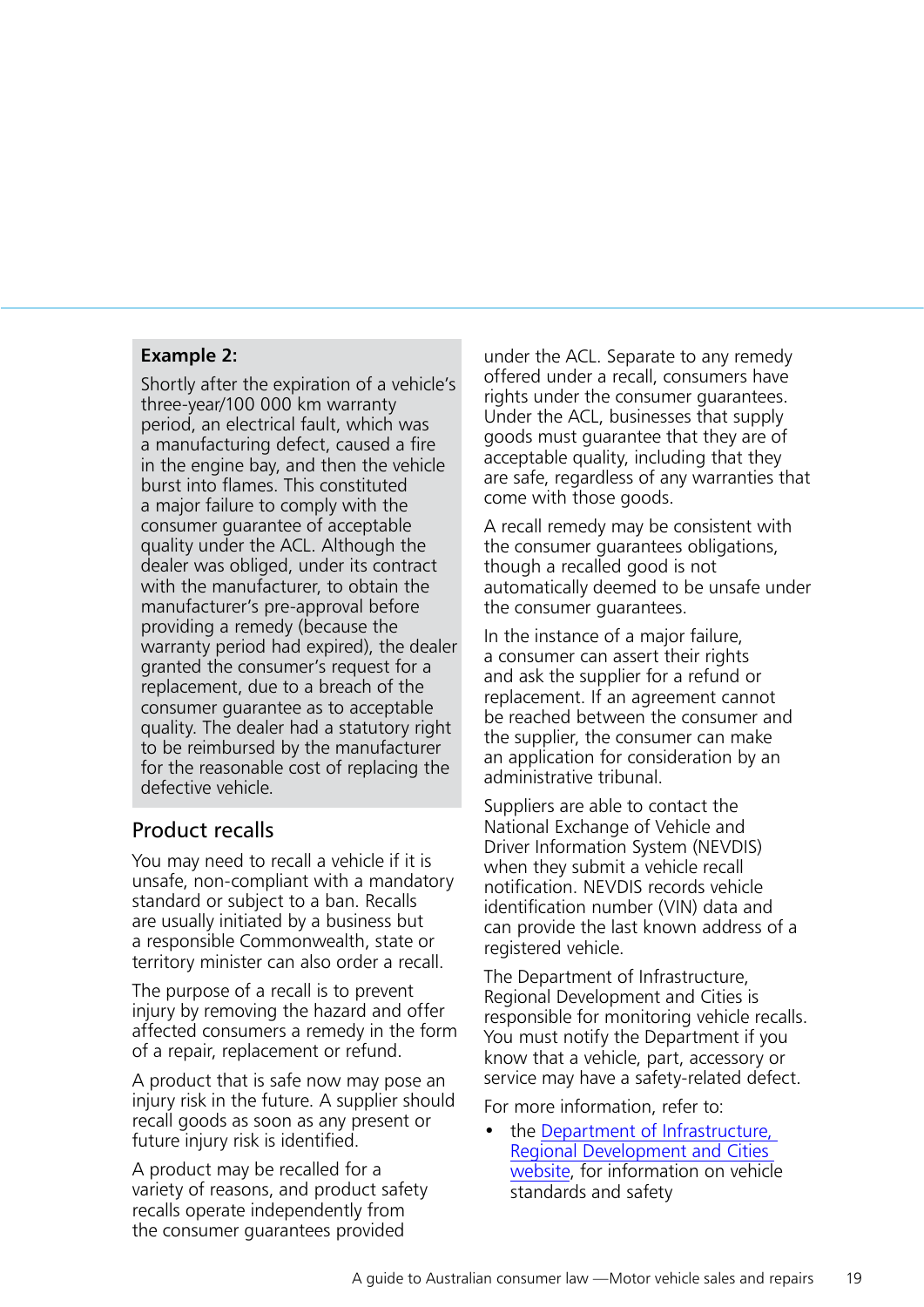**Example 2:**

Shortly after the expiration of a vehicle's three-year/100 000 km warranty period, an electrical fault, which was a manufacturing defect, caused a fire in the engine bay, and then the vehicle burst into flames. This constituted a major failure to comply with the consumer guarantee of acceptable quality under the ACL. Although the dealer was obliged, under its contract with the manufacturer, to obtain the manufacturer's pre-approval before providing a remedy (because the warranty period had expired), the dealer granted the consumer's request for a replacement, due to a breach of the consumer guarantee as to acceptable quality. The dealer had a statutory right to be reimbursed by the manufacturer for the reasonable cost of replacing the defective vehicle.

## Product recalls

You may need to recall a vehicle if it is unsafe, non-compliant with a mandatory standard or subject to a ban. Recalls are usually initiated by a business but a responsible Commonwealth, state or territory minister can also order a recall.

The purpose of a recall is to prevent injury by removing the hazard and offer affected consumers a remedy in the form of a repair, replacement or refund.

A product that is safe now may pose an injury risk in the future. A supplier should recall goods as soon as any present or future injury risk is identified.

A product may be recalled for a variety of reasons, and product safety recalls operate independently from the consumer guarantees provided under the ACL. Separate to any remedy offered under a recall, consumers have rights under the consumer guarantees. Under the ACL, businesses that supply goods must guarantee that they are of acceptable quality, including that they are safe, regardless of any warranties that come with those goods.

A recall remedy may be consistent with the consumer guarantees obligations, though a recalled good is not automatically deemed to be unsafe under the consumer guarantees.

In the instance of a major failure, a consumer can assert their rights and ask the supplier for a refund or replacement. If an agreement cannot be reached between the consumer and the supplier, the consumer can make an application for consideration by an administrative tribunal.

Suppliers are able to contact the National Exchange of Vehicle and Driver Information System (NEVDIS) when they submit a vehicle recall notification. NEVDIS records vehicle identification number (VIN) data and can provide the last known address of a registered vehicle.

The Department of Infrastructure, Regional Development and Cities is responsible for monitoring vehicle recalls. You must notify the Department if you know that a vehicle, part, accessory or service may have a safety-related defect.

For more information, refer to:

- the Department of Infrastructure, Regional Development and Cities website, for information on vehicle standards and safety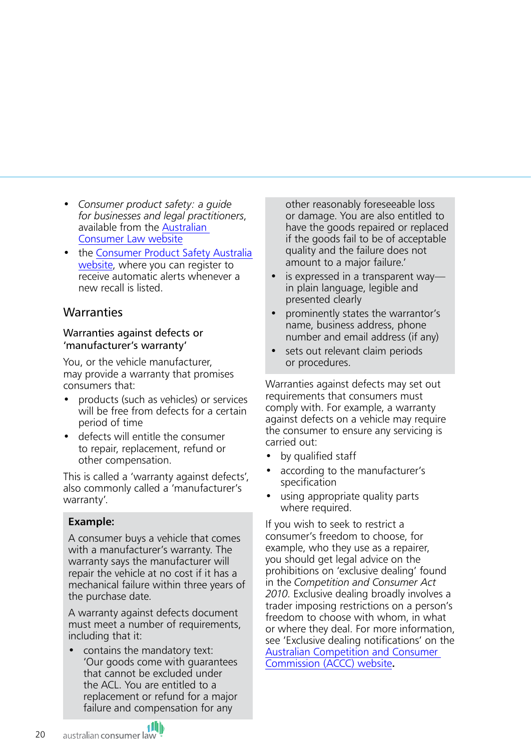- *Consumer product safety: a guide for businesses and legal practitioners*, available from the Australian Consumer Law website
- the Consumer Product Safety Australia website, where you can register to receive automatic alerts whenever a new recall is listed.

## Warranties

### Warranties against defects or 'manufacturer's warranty'

You, or the vehicle manufacturer, may provide a warranty that promises consumers that:

- products (such as vehicles) or services will be free from defects for a certain period of time
- defects will entitle the consumer to repair, replacement, refund or other compensation.

This is called a 'warranty against defects', also commonly called a 'manufacturer's warranty'.

> **Example:**
>
> A consumer buys a vehicle that comes with a manufacturer's warranty. The warranty says the manufacturer will repair the vehicle at no cost if it has a mechanical failure within three years of the purchase date.
>
> A warranty against defects document must meet a number of requirements, including that it:
>
> - contains the mandatory text: 'Our goods come with guarantees that cannot be excluded under the ACL. You are entitled to a replacement or refund for a major failure and compensation for any other reasonably foreseeable loss or damage. You are also entitled to have the goods repaired or replaced if the goods fail to be of acceptable quality and the failure does not amount to a major failure.'
> - is expressed in a transparent way—in plain language, legible and presented clearly
> - prominently states the warrantor's name, business address, phone number and email address (if any)
> - sets out relevant claim periods or procedures.

Warranties against defects may set out requirements that consumers must comply with. For example, a warranty against defects on a vehicle may require the consumer to ensure any servicing is carried out:

- by qualified staff
- according to the manufacturer's specification
- using appropriate quality parts where required.

If you wish to seek to restrict a consumer's freedom to choose, for example, who they use as a repairer, you should get legal advice on the prohibitions on 'exclusive dealing' found in the *Competition and Consumer Act 2010*. Exclusive dealing broadly involves a trader imposing restrictions on a person's freedom to choose with whom, in what or where they deal. For more information, see 'Exclusive dealing notifications' on the Australian Competition and Consumer Commission (ACCC) website.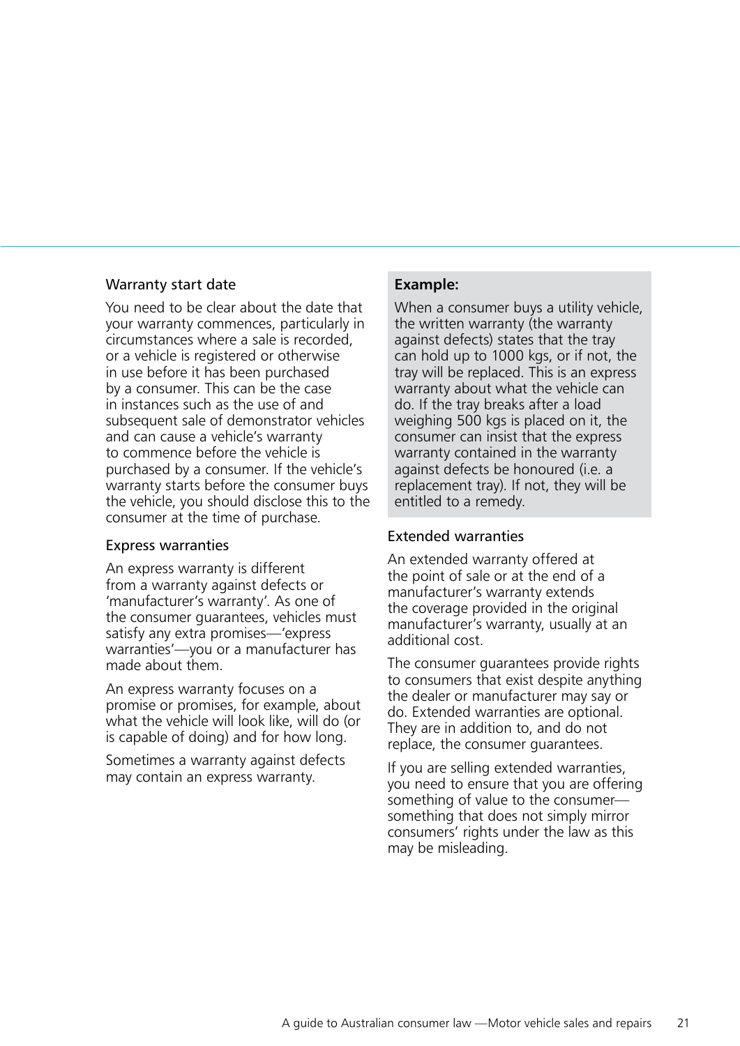### Warranty start date

You need to be clear about the date that your warranty commences, particularly in circumstances where a sale is recorded, or a vehicle is registered or otherwise in use before it has been purchased by a consumer. This can be the case in instances such as the use of and subsequent sale of demonstrator vehicles and can cause a vehicle's warranty to commence before the vehicle is purchased by a consumer. If the vehicle's warranty starts before the consumer buys the vehicle, you should disclose this to the consumer at the time of purchase.

### Express warranties

An express warranty is different from a warranty against defects or 'manufacturer's warranty'. As one of the consumer guarantees, vehicles must satisfy any extra promises—'express warranties'—you or a manufacturer has made about them.

An express warranty focuses on a promise or promises, for example, about what the vehicle will look like, will do (or is capable of doing) and for how long.

Sometimes a warranty against defects may contain an express warranty.

> **Example:**
>
> When a consumer buys a utility vehicle, the written warranty (the warranty against defects) states that the tray can hold up to 1000 kgs, or if not, the tray will be replaced. This is an express warranty about what the vehicle can do. If the tray breaks after a load weighing 500 kgs is placed on it, the consumer can insist that the express warranty contained in the warranty against defects be honoured (i.e. a replacement tray). If not, they will be entitled to a remedy.

### Extended warranties

An extended warranty offered at the point of sale or at the end of a manufacturer's warranty extends the coverage provided in the original manufacturer's warranty, usually at an additional cost.

The consumer guarantees provide rights to consumers that exist despite anything the dealer or manufacturer may say or do. Extended warranties are optional. They are in addition to, and do not replace, the consumer guarantees.

If you are selling extended warranties, you need to ensure that you are offering something of value to the consumer—something that does not simply mirror consumers' rights under the law as this may be misleading.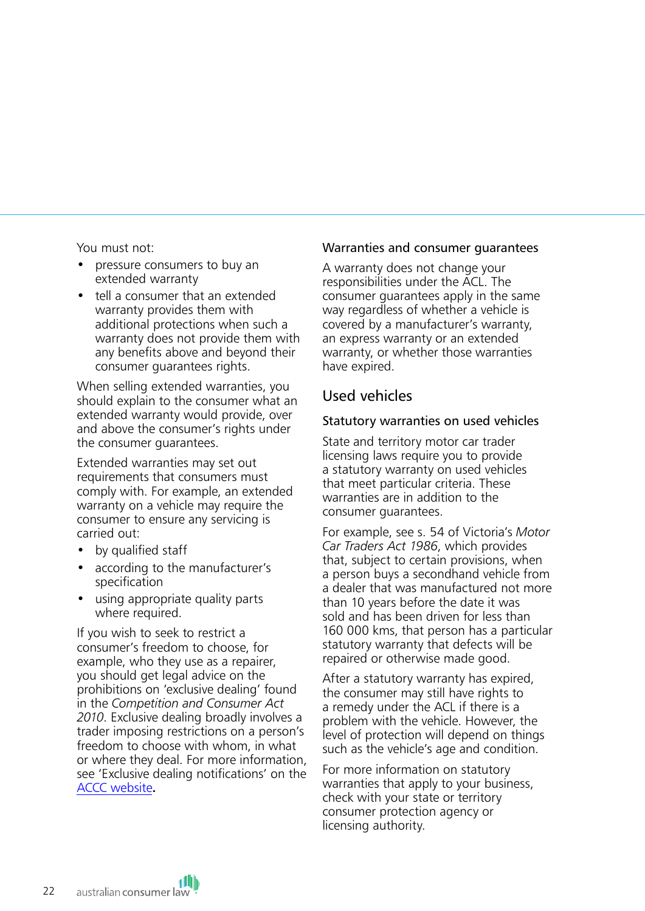You must not:

- pressure consumers to buy an extended warranty
- tell a consumer that an extended warranty provides them with additional protections when such a warranty does not provide them with any benefits above and beyond their consumer guarantees rights.

When selling extended warranties, you should explain to the consumer what an extended warranty would provide, over and above the consumer's rights under the consumer guarantees.

Extended warranties may set out requirements that consumers must comply with. For example, an extended warranty on a vehicle may require the consumer to ensure any servicing is carried out:

- by qualified staff
- according to the manufacturer's specification
- using appropriate quality parts where required.

If you wish to seek to restrict a consumer's freedom to choose, for example, who they use as a repairer, you should get legal advice on the prohibitions on 'exclusive dealing' found in the *Competition and Consumer Act 2010*. Exclusive dealing broadly involves a trader imposing restrictions on a person's freedom to choose with whom, in what or where they deal. For more information, see 'Exclusive dealing notifications' on the ACCC website.

### Warranties and consumer guarantees

A warranty does not change your responsibilities under the ACL. The consumer guarantees apply in the same way regardless of whether a vehicle is covered by a manufacturer's warranty, an express warranty or an extended warranty, or whether those warranties have expired.

## Used vehicles

### Statutory warranties on used vehicles

State and territory motor car trader licensing laws require you to provide a statutory warranty on used vehicles that meet particular criteria. These warranties are in addition to the consumer guarantees.

For example, see s. 54 of Victoria's *Motor Car Traders Act 1986*, which provides that, subject to certain provisions, when a person buys a secondhand vehicle from a dealer that was manufactured not more than 10 years before the date it was sold and has been driven for less than 160 000 kms, that person has a particular statutory warranty that defects will be repaired or otherwise made good.

After a statutory warranty has expired, the consumer may still have rights to a remedy under the ACL if there is a problem with the vehicle. However, the level of protection will depend on things such as the vehicle's age and condition.

For more information on statutory warranties that apply to your business, check with your state or territory consumer protection agency or licensing authority.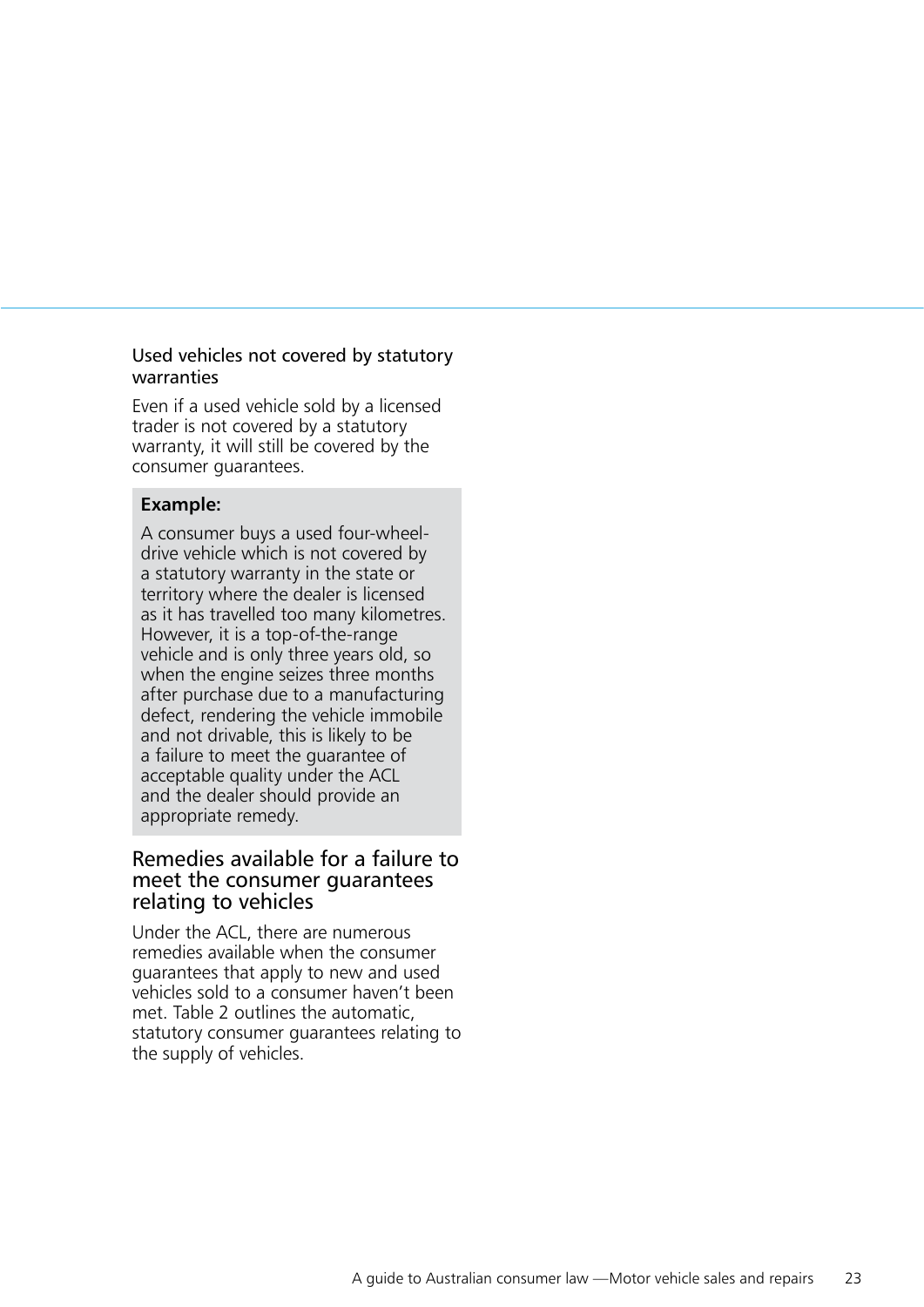### Used vehicles not covered by statutory warranties

Even if a used vehicle sold by a licensed trader is not covered by a statutory warranty, it will still be covered by the consumer guarantees.

> **Example:**
>
> A consumer buys a used four-wheel-drive vehicle which is not covered by a statutory warranty in the state or territory where the dealer is licensed as it has travelled too many kilometres. However, it is a top-of-the-range vehicle and is only three years old, so when the engine seizes three months after purchase due to a manufacturing defect, rendering the vehicle immobile and not drivable, this is likely to be a failure to meet the guarantee of acceptable quality under the ACL and the dealer should provide an appropriate remedy.

## Remedies available for a failure to meet the consumer guarantees relating to vehicles

Under the ACL, there are numerous remedies available when the consumer guarantees that apply to new and used vehicles sold to a consumer haven't been met. Table 2 outlines the automatic, statutory consumer guarantees relating to the supply of vehicles.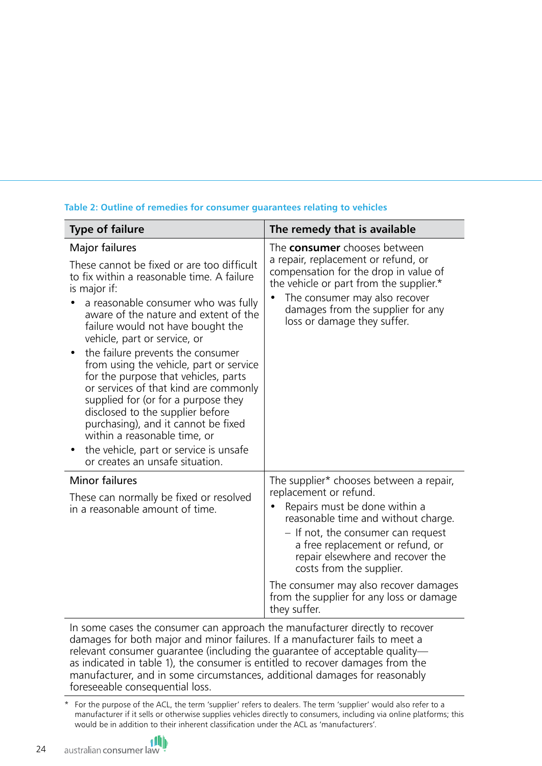**Table 2: Outline of remedies for consumer guarantees relating to vehicles**

| Type of failure | The remedy that is available |
|---|---|
| Major failures<br><br>These cannot be fixed or are too difficult to fix within a reasonable time. A failure is major if:<br>• a reasonable consumer who was fully aware of the nature and extent of the failure would not have bought the vehicle, part or service, or<br>• the failure prevents the consumer from using the vehicle, part or service for the purpose that vehicles, parts or services of that kind are commonly supplied for (or for a purpose they disclosed to the supplier before purchasing), and it cannot be fixed within a reasonable time, or<br>• the vehicle, part or service is unsafe or creates an unsafe situation. | The **consumer** chooses between a repair, replacement or refund, or compensation for the drop in value of the vehicle or part from the supplier.*<br>• The consumer may also recover damages from the supplier for any loss or damage they suffer. |
| Minor failures<br><br>These can normally be fixed or resolved in a reasonable amount of time. | The supplier* chooses between a repair, replacement or refund.<br>• Repairs must be done within a reasonable time and without charge.<br>– If not, the consumer can request a free replacement or refund, or repair elsewhere and recover the costs from the supplier.<br><br>The consumer may also recover damages from the supplier for any loss or damage they suffer. |
| In some cases the consumer can approach the manufacturer directly to recover damages for both major and minor failures. If a manufacturer fails to meet a relevant consumer guarantee (including the guarantee of acceptable quality—as indicated in table 1), the consumer is entitled to recover damages from the manufacturer, and in some circumstances, additional damages for reasonably foreseeable consequential loss. | |

\* For the purpose of the ACL, the term 'supplier' refers to dealers. The term 'supplier' would also refer to a manufacturer if it sells or otherwise supplies vehicles directly to consumers, including via online platforms; this would be in addition to their inherent classification under the ACL as 'manufacturers'.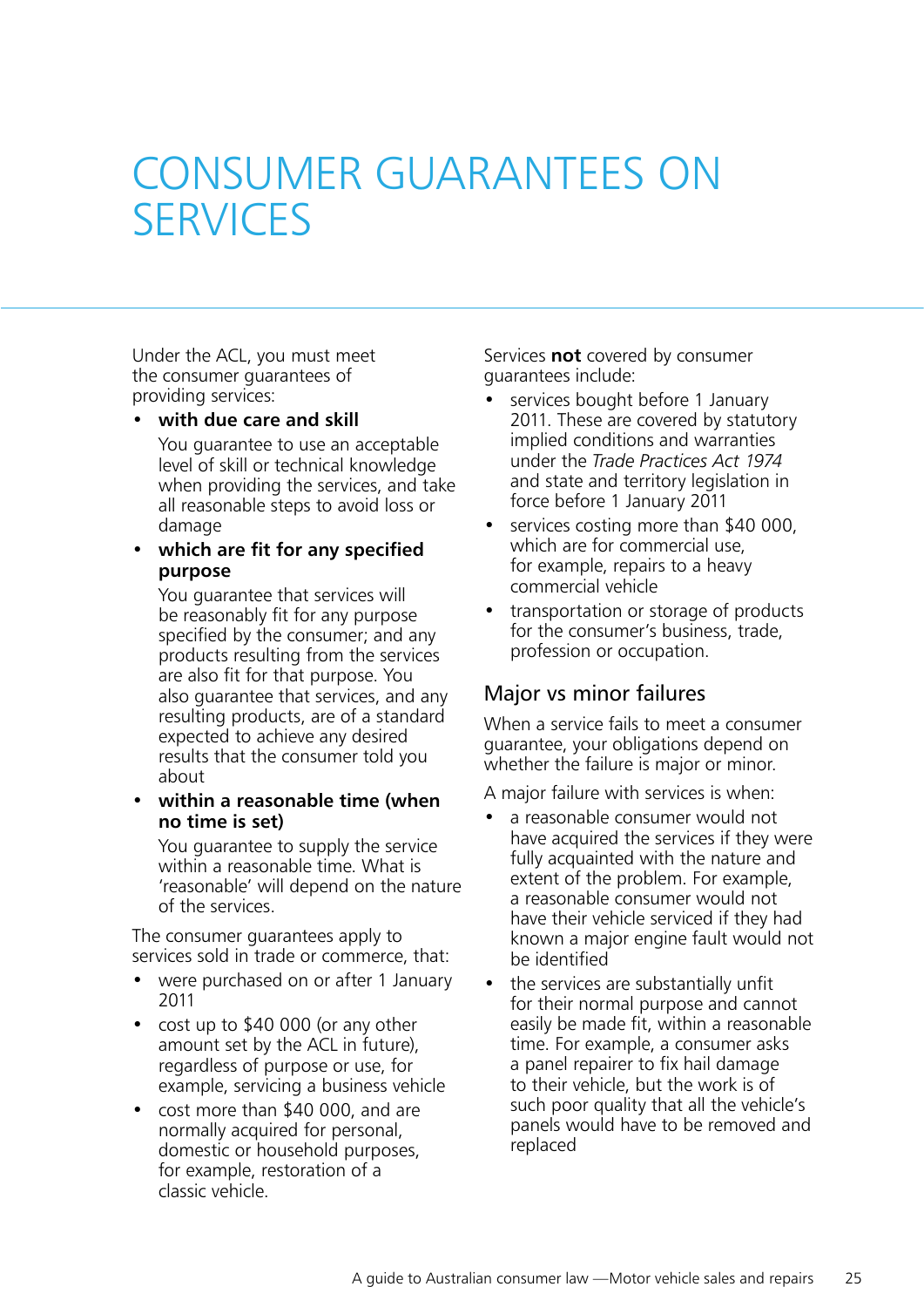# CONSUMER GUARANTEES ON SERVICES

Under the ACL, you must meet the consumer guarantees of providing services:

- **with due care and skill**

  You guarantee to use an acceptable level of skill or technical knowledge when providing the services, and take all reasonable steps to avoid loss or damage

- **which are fit for any specified purpose**

  You guarantee that services will be reasonably fit for any purpose specified by the consumer; and any products resulting from the services are also fit for that purpose. You also guarantee that services, and any resulting products, are of a standard expected to achieve any desired results that the consumer told you about

- **within a reasonable time (when no time is set)**

  You guarantee to supply the service within a reasonable time. What is 'reasonable' will depend on the nature of the services.

The consumer guarantees apply to services sold in trade or commerce, that:

- were purchased on or after 1 January 2011
- cost up to $40 000 (or any other amount set by the ACL in future), regardless of purpose or use, for example, servicing a business vehicle
- cost more than $40 000, and are normally acquired for personal, domestic or household purposes, for example, restoration of a classic vehicle.

Services **not** covered by consumer guarantees include:

- services bought before 1 January 2011. These are covered by statutory implied conditions and warranties under the *Trade Practices Act 1974* and state and territory legislation in force before 1 January 2011
- services costing more than $40 000, which are for commercial use, for example, repairs to a heavy commercial vehicle
- transportation or storage of products for the consumer's business, trade, profession or occupation.

## Major vs minor failures

When a service fails to meet a consumer guarantee, your obligations depend on whether the failure is major or minor.

A major failure with services is when:

- a reasonable consumer would not have acquired the services if they were fully acquainted with the nature and extent of the problem. For example, a reasonable consumer would not have their vehicle serviced if they had known a major engine fault would not be identified
- the services are substantially unfit for their normal purpose and cannot easily be made fit, within a reasonable time. For example, a consumer asks a panel repairer to fix hail damage to their vehicle, but the work is of such poor quality that all the vehicle's panels would have to be removed and replaced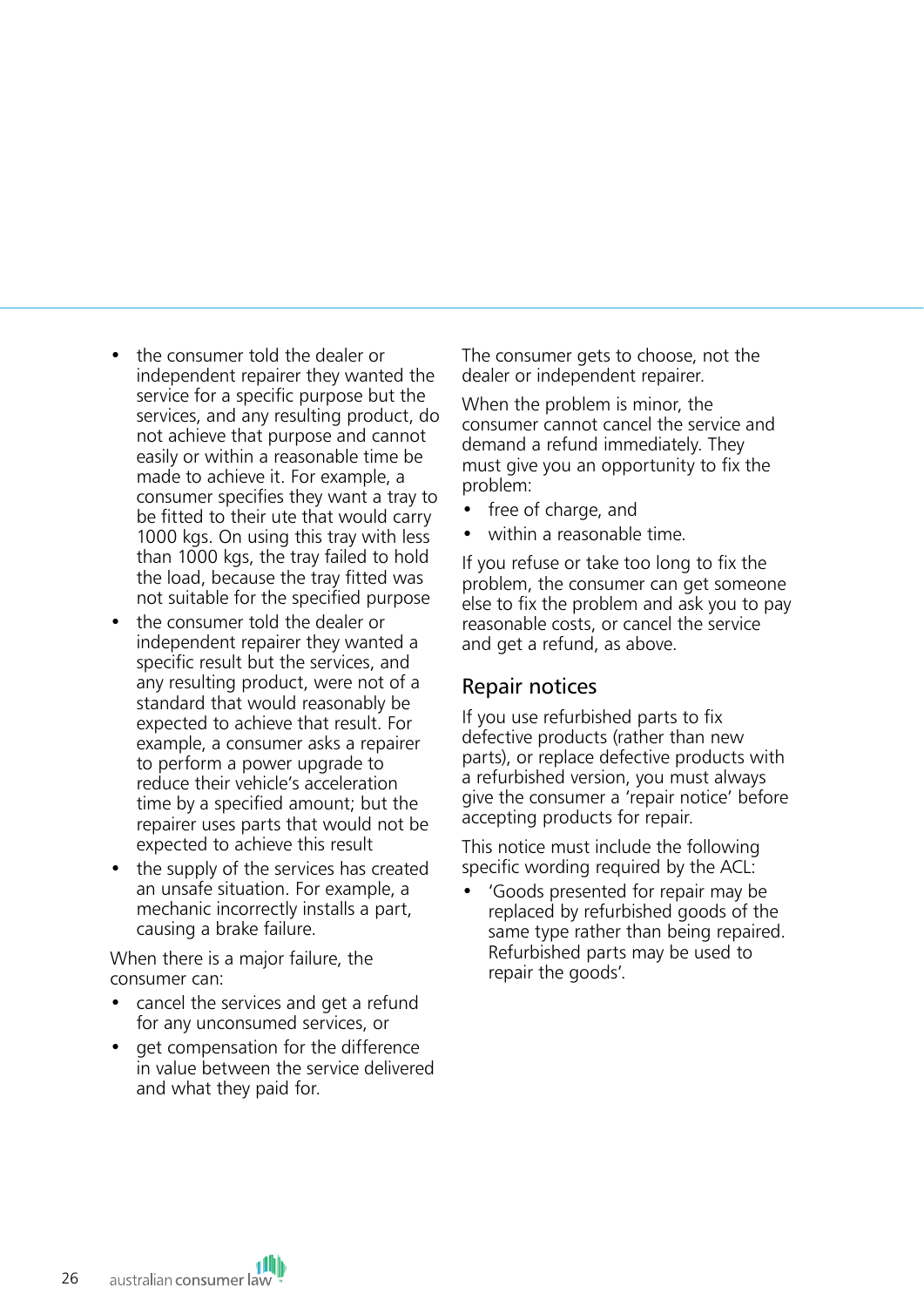- the consumer told the dealer or independent repairer they wanted the service for a specific purpose but the services, and any resulting product, do not achieve that purpose and cannot easily or within a reasonable time be made to achieve it. For example, a consumer specifies they want a tray to be fitted to their ute that would carry 1000 kgs. On using this tray with less than 1000 kgs, the tray failed to hold the load, because the tray fitted was not suitable for the specified purpose
- the consumer told the dealer or independent repairer they wanted a specific result but the services, and any resulting product, were not of a standard that would reasonably be expected to achieve that result. For example, a consumer asks a repairer to perform a power upgrade to reduce their vehicle's acceleration time by a specified amount; but the repairer uses parts that would not be expected to achieve this result
- the supply of the services has created an unsafe situation. For example, a mechanic incorrectly installs a part, causing a brake failure.

When there is a major failure, the consumer can:

- cancel the services and get a refund for any unconsumed services, or
- get compensation for the difference in value between the service delivered and what they paid for.

The consumer gets to choose, not the dealer or independent repairer.

When the problem is minor, the consumer cannot cancel the service and demand a refund immediately. They must give you an opportunity to fix the problem:

- free of charge, and
- within a reasonable time.

If you refuse or take too long to fix the problem, the consumer can get someone else to fix the problem and ask you to pay reasonable costs, or cancel the service and get a refund, as above.

## Repair notices

If you use refurbished parts to fix defective products (rather than new parts), or replace defective products with a refurbished version, you must always give the consumer a 'repair notice' before accepting products for repair.

This notice must include the following specific wording required by the ACL:

- 'Goods presented for repair may be replaced by refurbished goods of the same type rather than being repaired. Refurbished parts may be used to repair the goods'.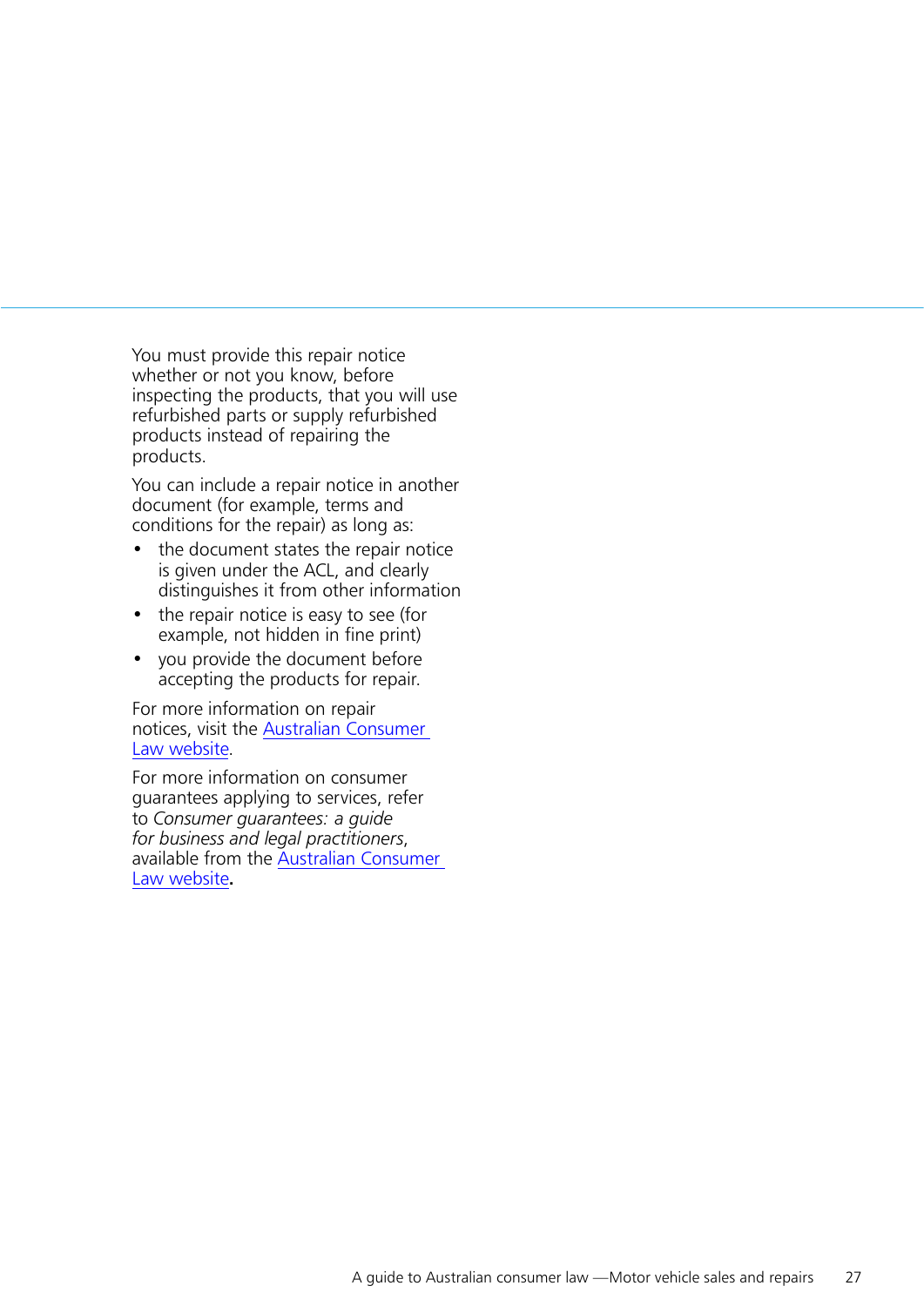You must provide this repair notice whether or not you know, before inspecting the products, that you will use refurbished parts or supply refurbished products instead of repairing the products.

You can include a repair notice in another document (for example, terms and conditions for the repair) as long as:

- the document states the repair notice is given under the ACL, and clearly distinguishes it from other information
- the repair notice is easy to see (for example, not hidden in fine print)
- you provide the document before accepting the products for repair.

For more information on repair notices, visit the Australian Consumer Law website.

For more information on consumer guarantees applying to services, refer to *Consumer guarantees: a guide for business and legal practitioners*, available from the Australian Consumer Law website.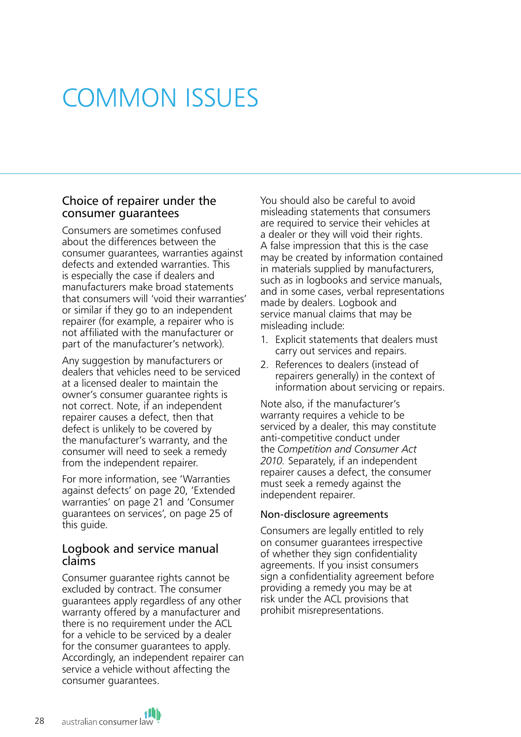# COMMON ISSUES

## Choice of repairer under the consumer guarantees

Consumers are sometimes confused about the differences between the consumer guarantees, warranties against defects and extended warranties. This is especially the case if dealers and manufacturers make broad statements that consumers will 'void their warranties' or similar if they go to an independent repairer (for example, a repairer who is not affiliated with the manufacturer or part of the manufacturer's network).

Any suggestion by manufacturers or dealers that vehicles need to be serviced at a licensed dealer to maintain the owner's consumer guarantee rights is not correct. Note, if an independent repairer causes a defect, then that defect is unlikely to be covered by the manufacturer's warranty, and the consumer will need to seek a remedy from the independent repairer.

For more information, see 'Warranties against defects' on page 20, 'Extended warranties' on page 21 and 'Consumer guarantees on services', on page 25 of this guide.

## Logbook and service manual claims

Consumer guarantee rights cannot be excluded by contract. The consumer guarantees apply regardless of any other warranty offered by a manufacturer and there is no requirement under the ACL for a vehicle to be serviced by a dealer for the consumer guarantees to apply. Accordingly, an independent repairer can service a vehicle without affecting the consumer guarantees.

You should also be careful to avoid misleading statements that consumers are required to service their vehicles at a dealer or they will void their rights. A false impression that this is the case may be created by information contained in materials supplied by manufacturers, such as in logbooks and service manuals, and in some cases, verbal representations made by dealers. Logbook and service manual claims that may be misleading include:

1. Explicit statements that dealers must carry out services and repairs.
2. References to dealers (instead of repairers generally) in the context of information about servicing or repairs.

Note also, if the manufacturer's warranty requires a vehicle to be serviced by a dealer, this may constitute anti-competitive conduct under the *Competition and Consumer Act 2010.* Separately, if an independent repairer causes a defect, the consumer must seek a remedy against the independent repairer.

### Non-disclosure agreements

Consumers are legally entitled to rely on consumer guarantees irrespective of whether they sign confidentiality agreements. If you insist consumers sign a confidentiality agreement before providing a remedy you may be at risk under the ACL provisions that prohibit misrepresentations.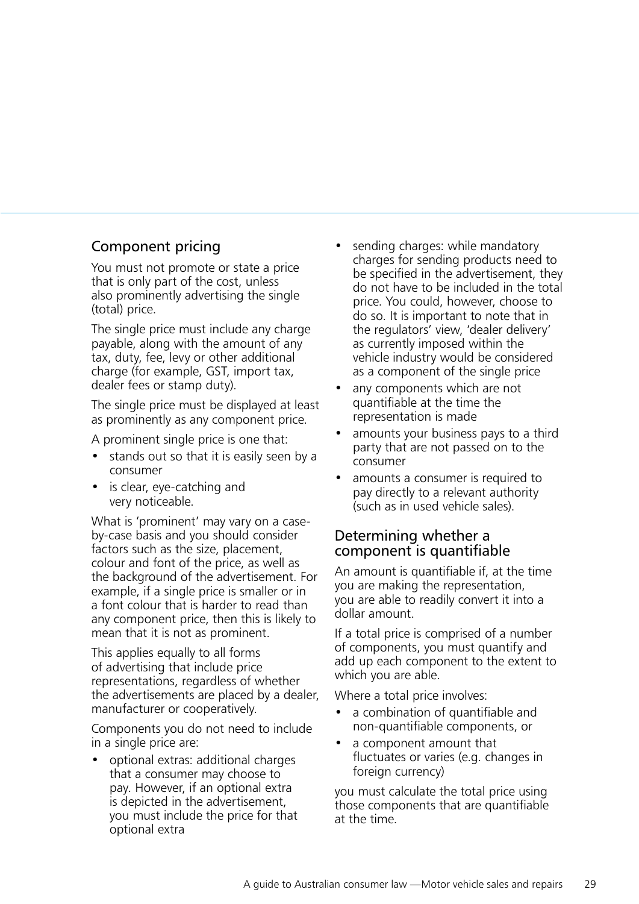## Component pricing

You must not promote or state a price that is only part of the cost, unless also prominently advertising the single (total) price.

The single price must include any charge payable, along with the amount of any tax, duty, fee, levy or other additional charge (for example, GST, import tax, dealer fees or stamp duty).

The single price must be displayed at least as prominently as any component price.

A prominent single price is one that:

- stands out so that it is easily seen by a consumer
- is clear, eye-catching and very noticeable.

What is 'prominent' may vary on a case-by-case basis and you should consider factors such as the size, placement, colour and font of the price, as well as the background of the advertisement. For example, if a single price is smaller or in a font colour that is harder to read than any component price, then this is likely to mean that it is not as prominent.

This applies equally to all forms of advertising that include price representations, regardless of whether the advertisements are placed by a dealer, manufacturer or cooperatively.

Components you do not need to include in a single price are:

- optional extras: additional charges that a consumer may choose to pay. However, if an optional extra is depicted in the advertisement, you must include the price for that optional extra
- sending charges: while mandatory charges for sending products need to be specified in the advertisement, they do not have to be included in the total price. You could, however, choose to do so. It is important to note that in the regulators' view, 'dealer delivery' as currently imposed within the vehicle industry would be considered as a component of the single price
- any components which are not quantifiable at the time the representation is made
- amounts your business pays to a third party that are not passed on to the consumer
- amounts a consumer is required to pay directly to a relevant authority (such as in used vehicle sales).

## Determining whether a component is quantifiable

An amount is quantifiable if, at the time you are making the representation, you are able to readily convert it into a dollar amount.

If a total price is comprised of a number of components, you must quantify and add up each component to the extent to which you are able.

Where a total price involves:

- a combination of quantifiable and non-quantifiable components, or
- a component amount that fluctuates or varies (e.g. changes in foreign currency)

you must calculate the total price using those components that are quantifiable at the time.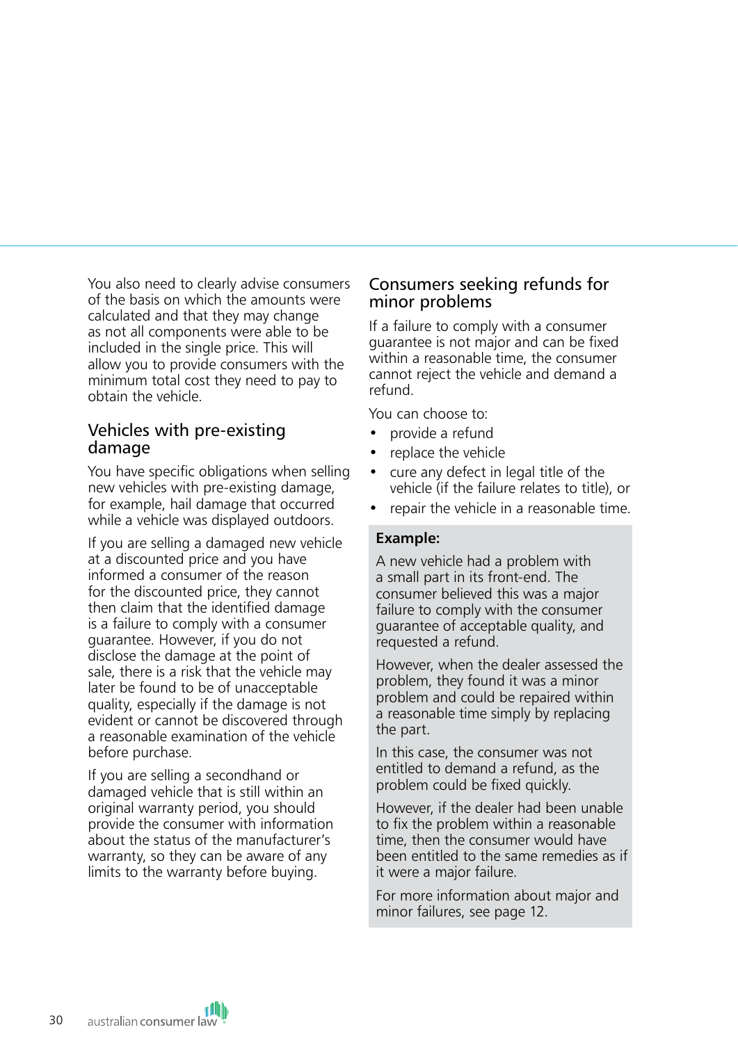You also need to clearly advise consumers of the basis on which the amounts were calculated and that they may change as not all components were able to be included in the single price. This will allow you to provide consumers with the minimum total cost they need to pay to obtain the vehicle.

## Vehicles with pre-existing damage

You have specific obligations when selling new vehicles with pre-existing damage, for example, hail damage that occurred while a vehicle was displayed outdoors.

If you are selling a damaged new vehicle at a discounted price and you have informed a consumer of the reason for the discounted price, they cannot then claim that the identified damage is a failure to comply with a consumer guarantee. However, if you do not disclose the damage at the point of sale, there is a risk that the vehicle may later be found to be of unacceptable quality, especially if the damage is not evident or cannot be discovered through a reasonable examination of the vehicle before purchase.

If you are selling a secondhand or damaged vehicle that is still within an original warranty period, you should provide the consumer with information about the status of the manufacturer's warranty, so they can be aware of any limits to the warranty before buying.

## Consumers seeking refunds for minor problems

If a failure to comply with a consumer guarantee is not major and can be fixed within a reasonable time, the consumer cannot reject the vehicle and demand a refund.

You can choose to:

- provide a refund
- replace the vehicle
- cure any defect in legal title of the vehicle (if the failure relates to title), or
- repair the vehicle in a reasonable time.

**Example:**

A new vehicle had a problem with a small part in its front-end. The consumer believed this was a major failure to comply with the consumer guarantee of acceptable quality, and requested a refund.

However, when the dealer assessed the problem, they found it was a minor problem and could be repaired within a reasonable time simply by replacing the part.

In this case, the consumer was not entitled to demand a refund, as the problem could be fixed quickly.

However, if the dealer had been unable to fix the problem within a reasonable time, then the consumer would have been entitled to the same remedies as if it were a major failure.

For more information about major and minor failures, see page 12.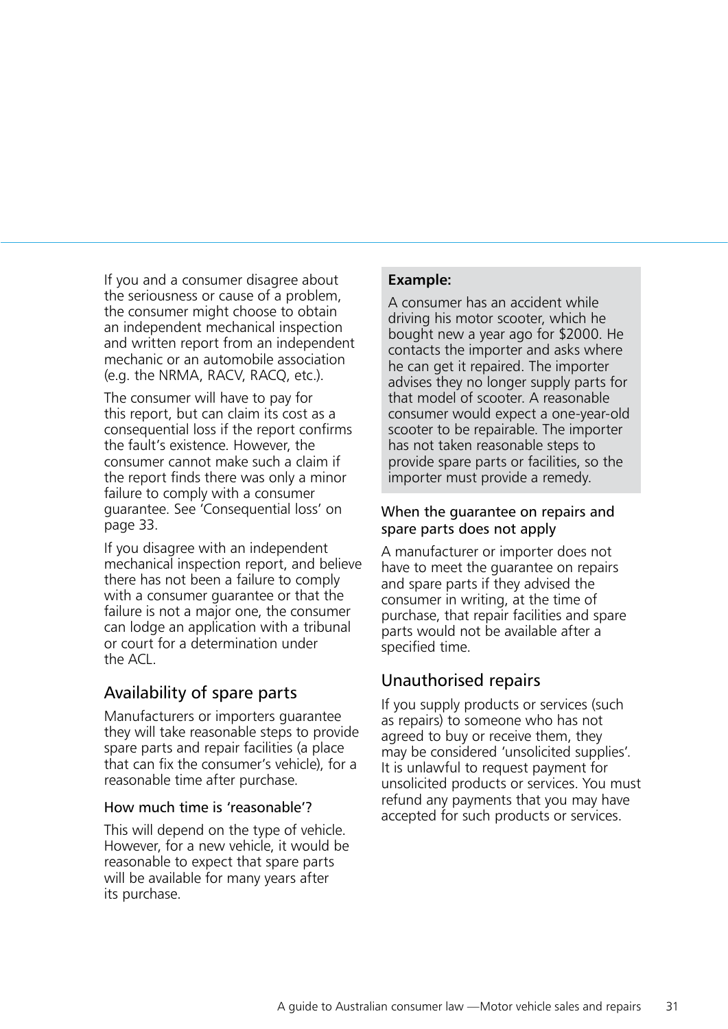If you and a consumer disagree about the seriousness or cause of a problem, the consumer might choose to obtain an independent mechanical inspection and written report from an independent mechanic or an automobile association (e.g. the NRMA, RACV, RACQ, etc.).

The consumer will have to pay for this report, but can claim its cost as a consequential loss if the report confirms the fault's existence. However, the consumer cannot make such a claim if the report finds there was only a minor failure to comply with a consumer guarantee. See 'Consequential loss' on page 33.

If you disagree with an independent mechanical inspection report, and believe there has not been a failure to comply with a consumer guarantee or that the failure is not a major one, the consumer can lodge an application with a tribunal or court for a determination under the ACL.

## Availability of spare parts

Manufacturers or importers guarantee they will take reasonable steps to provide spare parts and repair facilities (a place that can fix the consumer's vehicle), for a reasonable time after purchase.

### How much time is 'reasonable'?

This will depend on the type of vehicle. However, for a new vehicle, it would be reasonable to expect that spare parts will be available for many years after its purchase.

**Example:**

A consumer has an accident while driving his motor scooter, which he bought new a year ago for $2000. He contacts the importer and asks where he can get it repaired. The importer advises they no longer supply parts for that model of scooter. A reasonable consumer would expect a one-year-old scooter to be repairable. The importer has not taken reasonable steps to provide spare parts or facilities, so the importer must provide a remedy.

### When the guarantee on repairs and spare parts does not apply

A manufacturer or importer does not have to meet the guarantee on repairs and spare parts if they advised the consumer in writing, at the time of purchase, that repair facilities and spare parts would not be available after a specified time.

## Unauthorised repairs

If you supply products or services (such as repairs) to someone who has not agreed to buy or receive them, they may be considered 'unsolicited supplies'. It is unlawful to request payment for unsolicited products or services. You must refund any payments that you may have accepted for such products or services.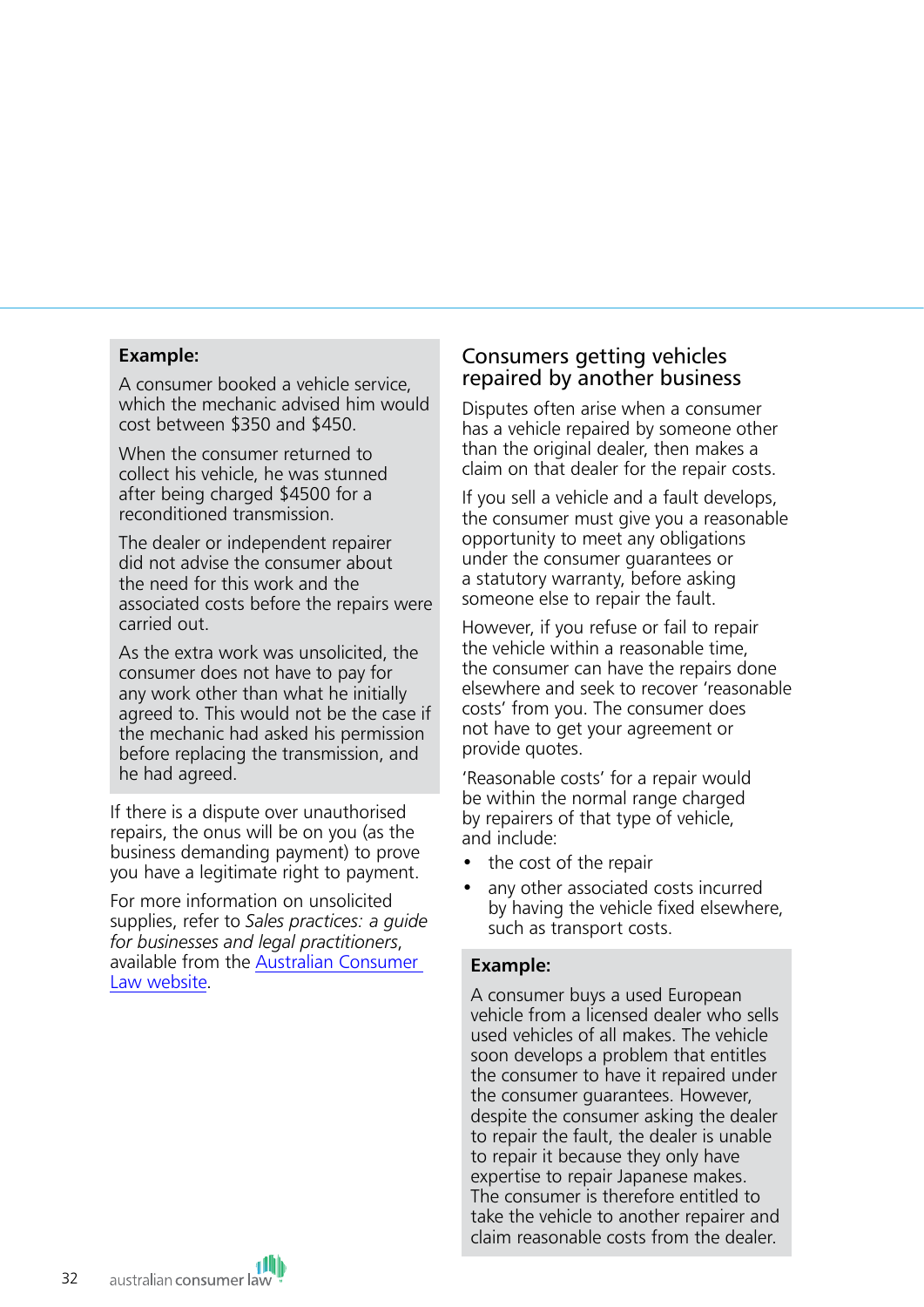**Example:**

A consumer booked a vehicle service, which the mechanic advised him would cost between $350 and $450.

When the consumer returned to collect his vehicle, he was stunned after being charged $4500 for a reconditioned transmission.

The dealer or independent repairer did not advise the consumer about the need for this work and the associated costs before the repairs were carried out.

As the extra work was unsolicited, the consumer does not have to pay for any work other than what he initially agreed to. This would not be the case if the mechanic had asked his permission before replacing the transmission, and he had agreed.

If there is a dispute over unauthorised repairs, the onus will be on you (as the business demanding payment) to prove you have a legitimate right to payment.

For more information on unsolicited supplies, refer to *Sales practices: a guide for businesses and legal practitioners*, available from the [Australian Consumer Law website](Australian Consumer Law website).

## Consumers getting vehicles repaired by another business

Disputes often arise when a consumer has a vehicle repaired by someone other than the original dealer, then makes a claim on that dealer for the repair costs.

If you sell a vehicle and a fault develops, the consumer must give you a reasonable opportunity to meet any obligations under the consumer guarantees or a statutory warranty, before asking someone else to repair the fault.

However, if you refuse or fail to repair the vehicle within a reasonable time, the consumer can have the repairs done elsewhere and seek to recover 'reasonable costs' from you. The consumer does not have to get your agreement or provide quotes.

'Reasonable costs' for a repair would be within the normal range charged by repairers of that type of vehicle, and include:

- the cost of the repair
- any other associated costs incurred by having the vehicle fixed elsewhere, such as transport costs.

**Example:**

A consumer buys a used European vehicle from a licensed dealer who sells used vehicles of all makes. The vehicle soon develops a problem that entitles the consumer to have it repaired under the consumer guarantees. However, despite the consumer asking the dealer to repair the fault, the dealer is unable to repair it because they only have expertise to repair Japanese makes. The consumer is therefore entitled to take the vehicle to another repairer and claim reasonable costs from the dealer.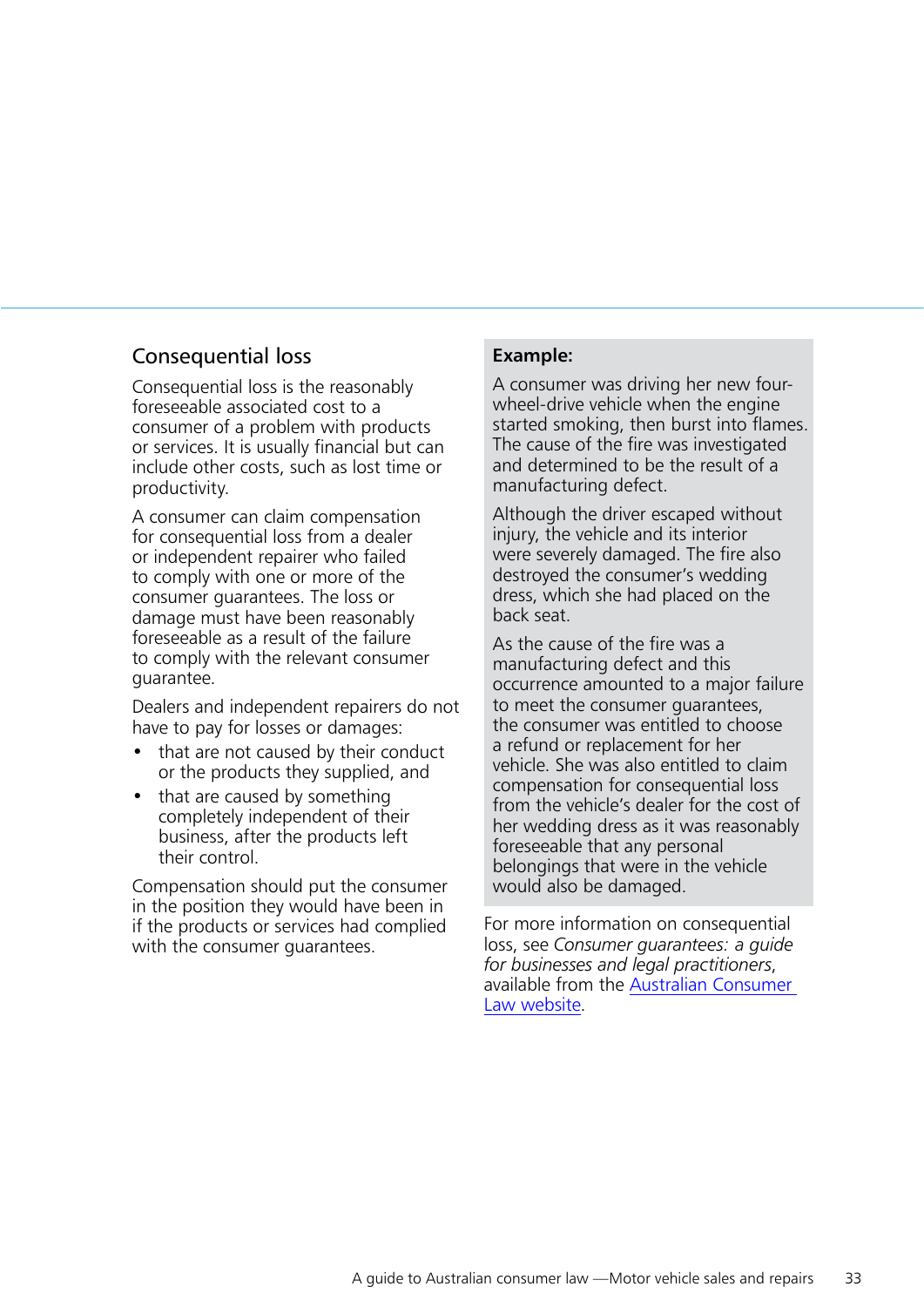## Consequential loss

Consequential loss is the reasonably foreseeable associated cost to a consumer of a problem with products or services. It is usually financial but can include other costs, such as lost time or productivity.

A consumer can claim compensation for consequential loss from a dealer or independent repairer who failed to comply with one or more of the consumer guarantees. The loss or damage must have been reasonably foreseeable as a result of the failure to comply with the relevant consumer guarantee.

Dealers and independent repairers do not have to pay for losses or damages:

- that are not caused by their conduct or the products they supplied, and
- that are caused by something completely independent of their business, after the products left their control.

Compensation should put the consumer in the position they would have been in if the products or services had complied with the consumer guarantees.

**Example:**

A consumer was driving her new four-wheel-drive vehicle when the engine started smoking, then burst into flames. The cause of the fire was investigated and determined to be the result of a manufacturing defect.

Although the driver escaped without injury, the vehicle and its interior were severely damaged. The fire also destroyed the consumer's wedding dress, which she had placed on the back seat.

As the cause of the fire was a manufacturing defect and this occurrence amounted to a major failure to meet the consumer guarantees, the consumer was entitled to choose a refund or replacement for her vehicle. She was also entitled to claim compensation for consequential loss from the vehicle's dealer for the cost of her wedding dress as it was reasonably foreseeable that any personal belongings that were in the vehicle would also be damaged.

For more information on consequential loss, see *Consumer guarantees: a guide for businesses and legal practitioners*, available from the Australian Consumer Law website.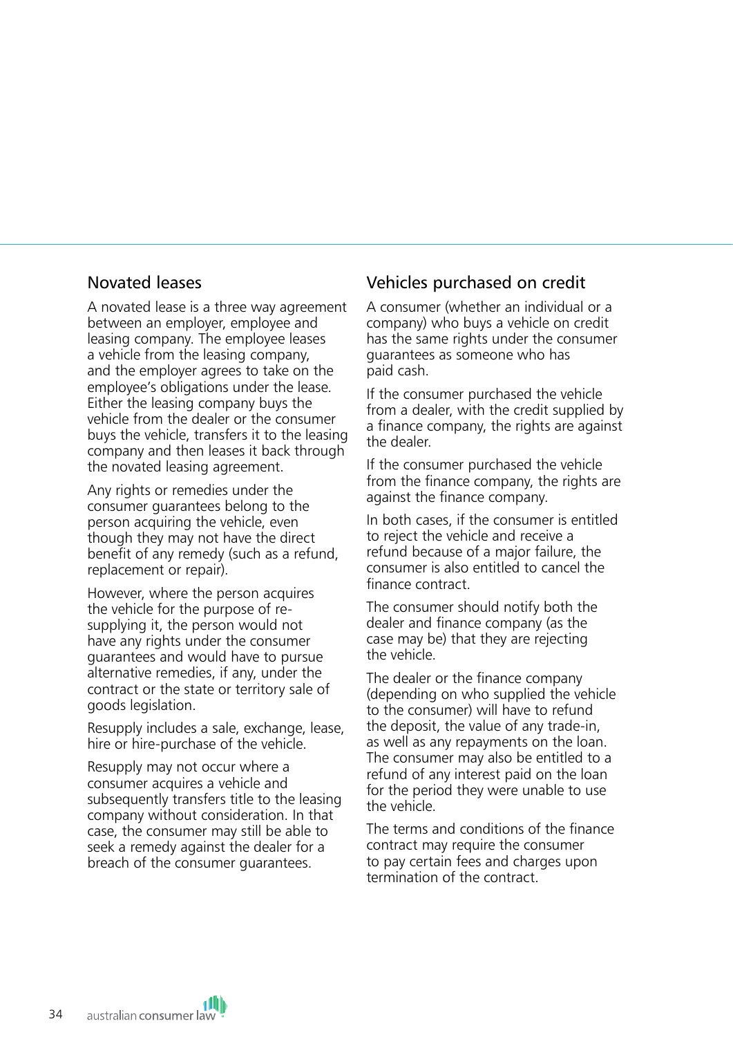## Novated leases

A novated lease is a three way agreement between an employer, employee and leasing company. The employee leases a vehicle from the leasing company, and the employer agrees to take on the employee's obligations under the lease. Either the leasing company buys the vehicle from the dealer or the consumer buys the vehicle, transfers it to the leasing company and then leases it back through the novated leasing agreement.

Any rights or remedies under the consumer guarantees belong to the person acquiring the vehicle, even though they may not have the direct benefit of any remedy (such as a refund, replacement or repair).

However, where the person acquires the vehicle for the purpose of re-supplying it, the person would not have any rights under the consumer guarantees and would have to pursue alternative remedies, if any, under the contract or the state or territory sale of goods legislation.

Resupply includes a sale, exchange, lease, hire or hire-purchase of the vehicle.

Resupply may not occur where a consumer acquires a vehicle and subsequently transfers title to the leasing company without consideration. In that case, the consumer may still be able to seek a remedy against the dealer for a breach of the consumer guarantees.

## Vehicles purchased on credit

A consumer (whether an individual or a company) who buys a vehicle on credit has the same rights under the consumer guarantees as someone who has paid cash.

If the consumer purchased the vehicle from a dealer, with the credit supplied by a finance company, the rights are against the dealer.

If the consumer purchased the vehicle from the finance company, the rights are against the finance company.

In both cases, if the consumer is entitled to reject the vehicle and receive a refund because of a major failure, the consumer is also entitled to cancel the finance contract.

The consumer should notify both the dealer and finance company (as the case may be) that they are rejecting the vehicle.

The dealer or the finance company (depending on who supplied the vehicle to the consumer) will have to refund the deposit, the value of any trade-in, as well as any repayments on the loan. The consumer may also be entitled to a refund of any interest paid on the loan for the period they were unable to use the vehicle.

The terms and conditions of the finance contract may require the consumer to pay certain fees and charges upon termination of the contract.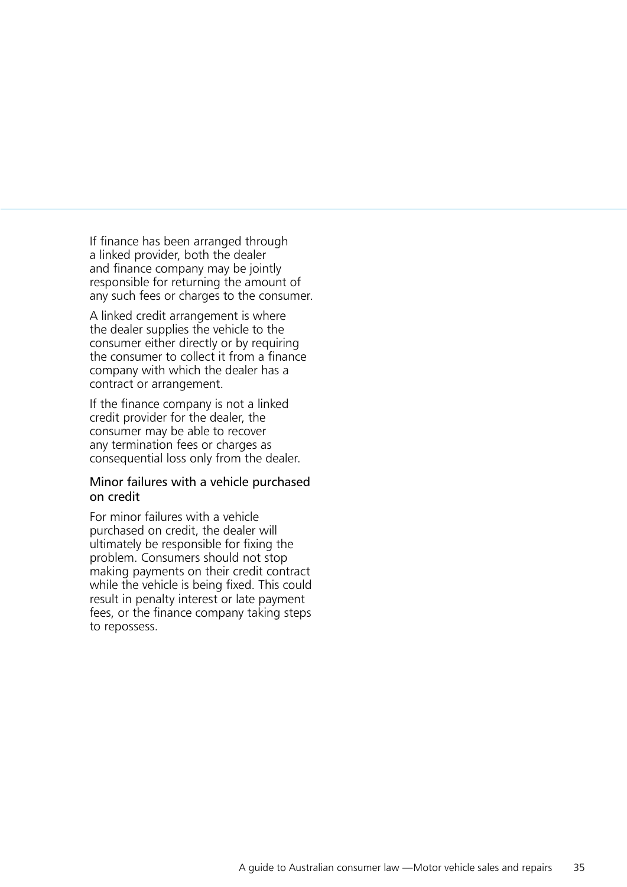If finance has been arranged through a linked provider, both the dealer and finance company may be jointly responsible for returning the amount of any such fees or charges to the consumer.

A linked credit arrangement is where the dealer supplies the vehicle to the consumer either directly or by requiring the consumer to collect it from a finance company with which the dealer has a contract or arrangement.

If the finance company is not a linked credit provider for the dealer, the consumer may be able to recover any termination fees or charges as consequential loss only from the dealer.

### Minor failures with a vehicle purchased on credit

For minor failures with a vehicle purchased on credit, the dealer will ultimately be responsible for fixing the problem. Consumers should not stop making payments on their credit contract while the vehicle is being fixed. This could result in penalty interest or late payment fees, or the finance company taking steps to repossess.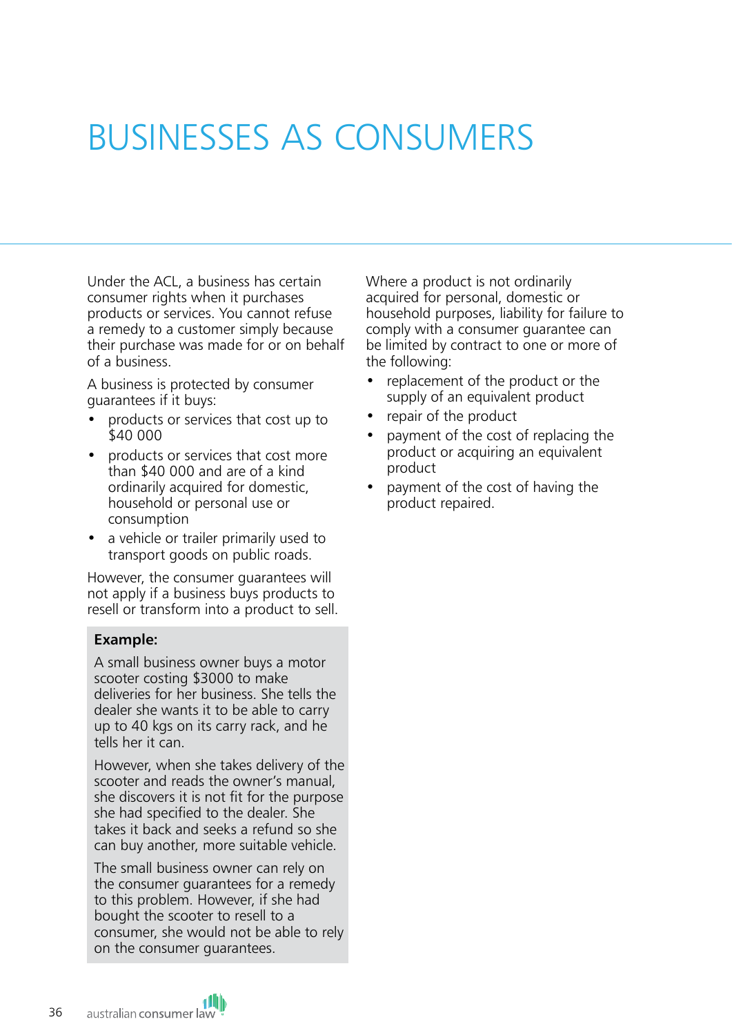# BUSINESSES AS CONSUMERS

Under the ACL, a business has certain consumer rights when it purchases products or services. You cannot refuse a remedy to a customer simply because their purchase was made for or on behalf of a business.

A business is protected by consumer guarantees if it buys:

- products or services that cost up to $40 000
- products or services that cost more than $40 000 and are of a kind ordinarily acquired for domestic, household or personal use or consumption
- a vehicle or trailer primarily used to transport goods on public roads.

However, the consumer guarantees will not apply if a business buys products to resell or transform into a product to sell.

**Example:**

A small business owner buys a motor scooter costing $3000 to make deliveries for her business. She tells the dealer she wants it to be able to carry up to 40 kgs on its carry rack, and he tells her it can.

However, when she takes delivery of the scooter and reads the owner's manual, she discovers it is not fit for the purpose she had specified to the dealer. She takes it back and seeks a refund so she can buy another, more suitable vehicle.

The small business owner can rely on the consumer guarantees for a remedy to this problem. However, if she had bought the scooter to resell to a consumer, she would not be able to rely on the consumer guarantees.

Where a product is not ordinarily acquired for personal, domestic or household purposes, liability for failure to comply with a consumer guarantee can be limited by contract to one or more of the following:

- replacement of the product or the supply of an equivalent product
- repair of the product
- payment of the cost of replacing the product or acquiring an equivalent product
- payment of the cost of having the product repaired.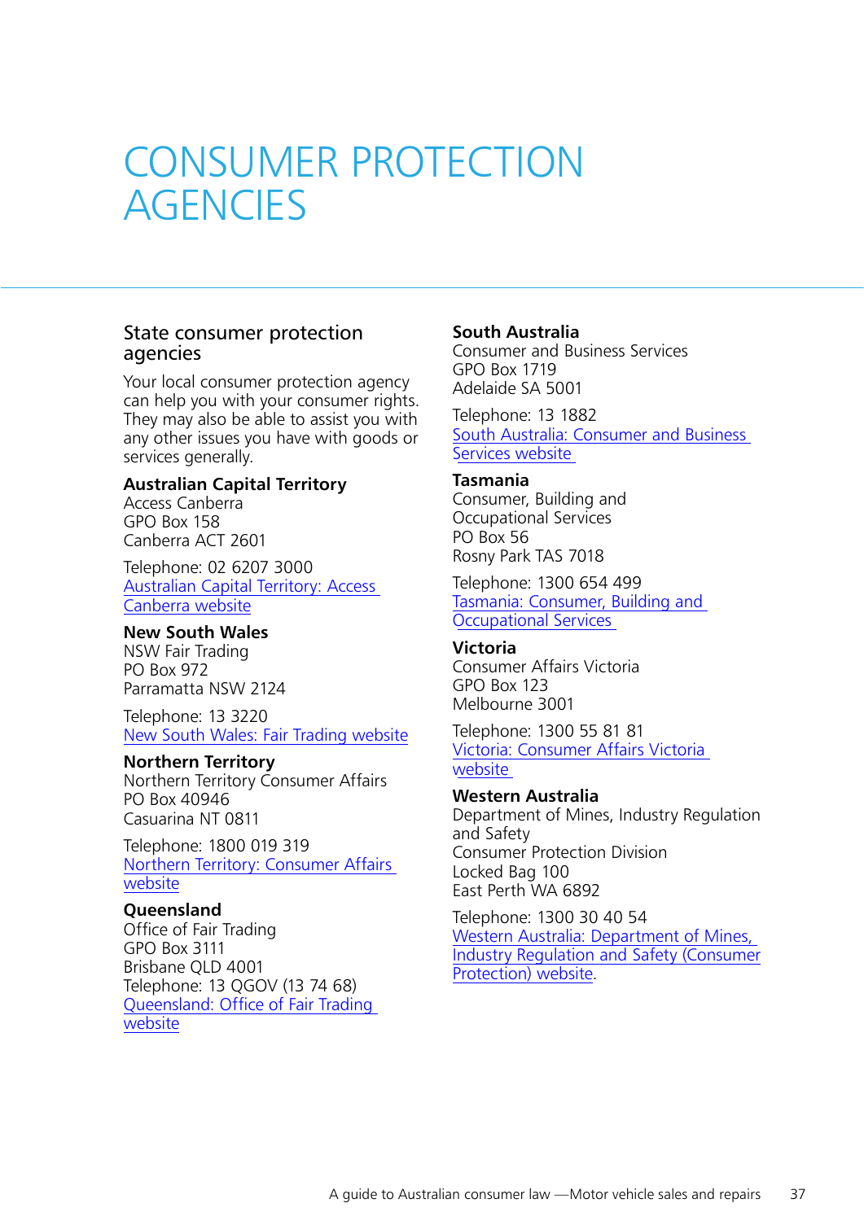# CONSUMER PROTECTION AGENCIES

## State consumer protection agencies

Your local consumer protection agency can help you with your consumer rights. They may also be able to assist you with any other issues you have with goods or services generally.

**Australian Capital Territory**
Access Canberra
GPO Box 158
Canberra ACT 2601

Telephone: 02 6207 3000
Australian Capital Territory: Access Canberra website

**New South Wales**
NSW Fair Trading
PO Box 972
Parramatta NSW 2124

Telephone: 13 3220
New South Wales: Fair Trading website

**Northern Territory**
Northern Territory Consumer Affairs
PO Box 40946
Casuarina NT 0811

Telephone: 1800 019 319
Northern Territory: Consumer Affairs website

**Queensland**
Office of Fair Trading
GPO Box 3111
Brisbane QLD 4001
Telephone: 13 QGOV (13 74 68)
Queensland: Office of Fair Trading website

**South Australia**
Consumer and Business Services
GPO Box 1719
Adelaide SA 5001

Telephone: 13 1882
South Australia: Consumer and Business Services website

**Tasmania**
Consumer, Building and Occupational Services
PO Box 56
Rosny Park TAS 7018

Telephone: 1300 654 499
Tasmania: Consumer, Building and Occupational Services

**Victoria**
Consumer Affairs Victoria
GPO Box 123
Melbourne 3001

Telephone: 1300 55 81 81
Victoria: Consumer Affairs Victoria website

**Western Australia**
Department of Mines, Industry Regulation and Safety
Consumer Protection Division
Locked Bag 100
East Perth WA 6892

Telephone: 1300 30 40 54
Western Australia: Department of Mines, Industry Regulation and Safety (Consumer Protection) website.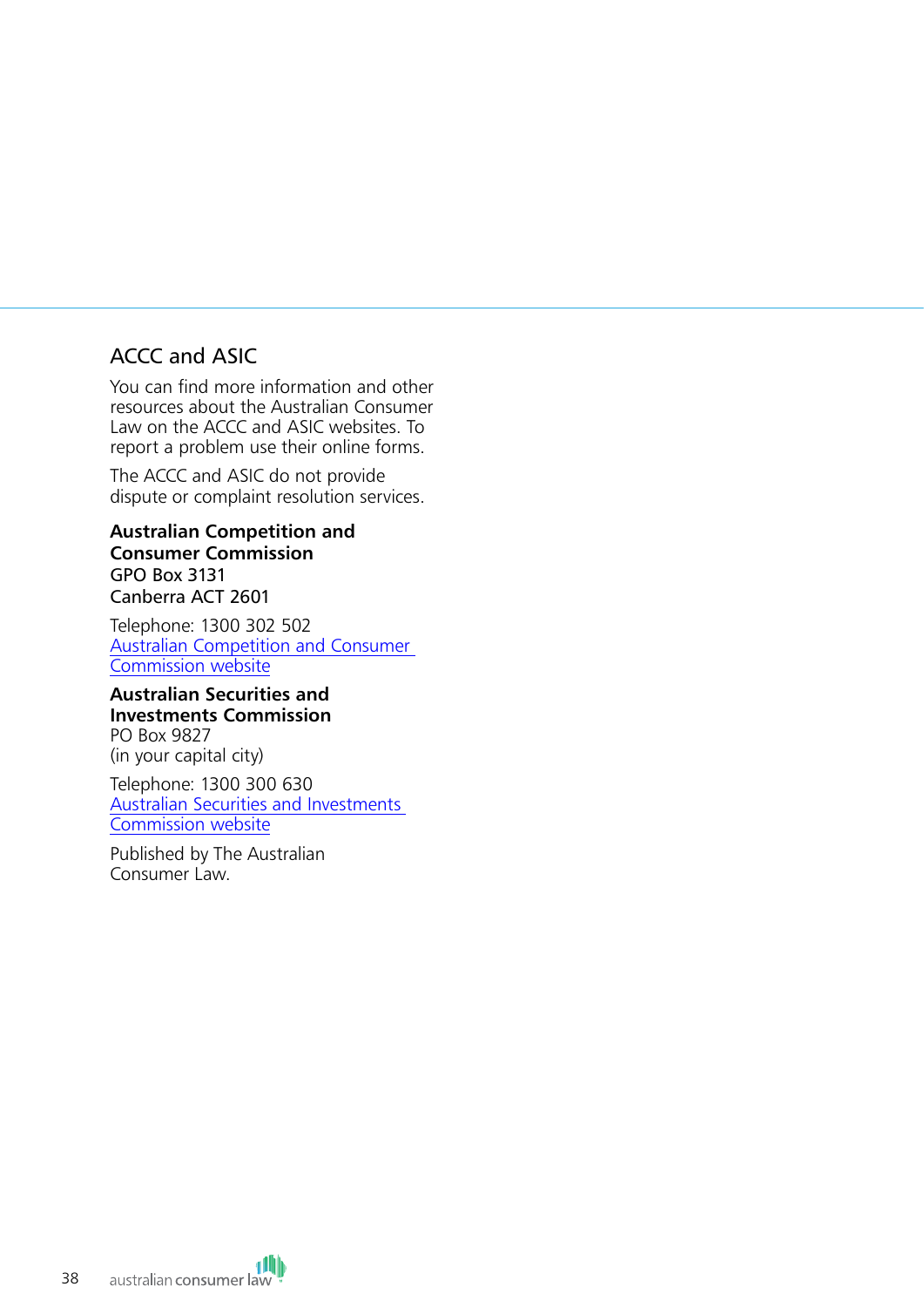## ACCC and ASIC

You can find more information and other resources about the Australian Consumer Law on the ACCC and ASIC websites. To report a problem use their online forms.

The ACCC and ASIC do not provide dispute or complaint resolution services.

**Australian Competition and Consumer Commission**
GPO Box 3131
Canberra ACT 2601

Telephone: 1300 302 502
Australian Competition and Consumer Commission website

**Australian Securities and Investments Commission**
PO Box 9827
(in your capital city)

Telephone: 1300 300 630
Australian Securities and Investments Commission website

Published by The Australian Consumer Law.